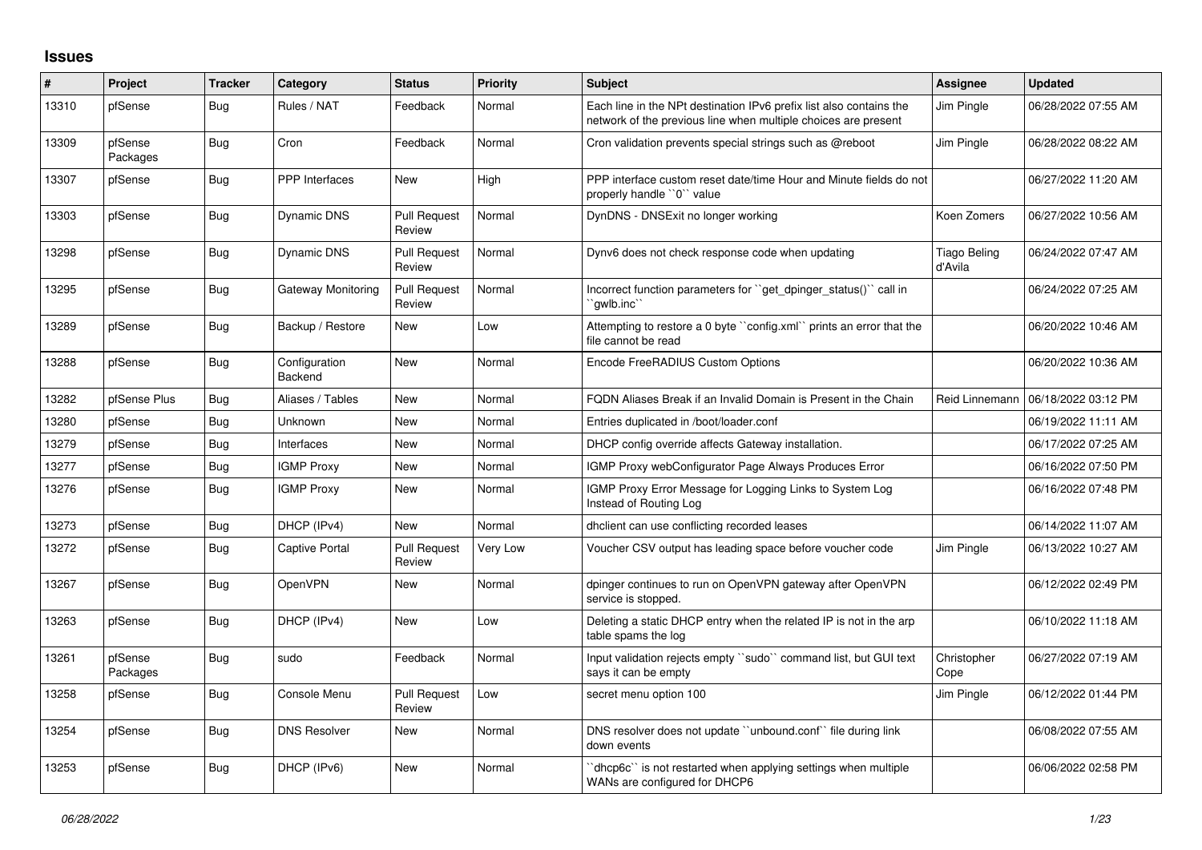# Issues

| # | Project | Tracker | Category | Status | Priority | Subject | Assignee | Updated |
|---|---|---|---|---|---|---|---|---|
| 13310 | pfSense | Bug | Rules / NAT | Feedback | Normal | Each line in the NPt destination IPv6 prefix list also contains the network of the previous line when multiple choices are present | Jim Pingle | 06/28/2022 07:55 AM |
| 13309 | pfSense Packages | Bug | Cron | Feedback | Normal | Cron validation prevents special strings such as @reboot | Jim Pingle | 06/28/2022 08:22 AM |
| 13307 | pfSense | Bug | PPP Interfaces | New | High | PPP interface custom reset date/time Hour and Minute fields do not properly handle ``0`` value | | 06/27/2022 11:20 AM |
| 13303 | pfSense | Bug | Dynamic DNS | Pull Request Review | Normal | DynDNS - DNSExit no longer working | Koen Zomers | 06/27/2022 10:56 AM |
| 13298 | pfSense | Bug | Dynamic DNS | Pull Request Review | Normal | Dynv6 does not check response code when updating | Tiago Beling d'Avila | 06/24/2022 07:47 AM |
| 13295 | pfSense | Bug | Gateway Monitoring | Pull Request Review | Normal | Incorrect function parameters for ``get_dpinger_status()`` call in ``gwlb.inc`` | | 06/24/2022 07:25 AM |
| 13289 | pfSense | Bug | Backup / Restore | New | Low | Attempting to restore a 0 byte ``config.xml`` prints an error that the file cannot be read | | 06/20/2022 10:46 AM |
| 13288 | pfSense | Bug | Configuration Backend | New | Normal | Encode FreeRADIUS Custom Options | | 06/20/2022 10:36 AM |
| 13282 | pfSense Plus | Bug | Aliases / Tables | New | Normal | FQDN Aliases Break if an Invalid Domain is Present in the Chain | Reid Linnemann | 06/18/2022 03:12 PM |
| 13280 | pfSense | Bug | Unknown | New | Normal | Entries duplicated in /boot/loader.conf | | 06/19/2022 11:11 AM |
| 13279 | pfSense | Bug | Interfaces | New | Normal | DHCP config override affects Gateway installation. | | 06/17/2022 07:25 AM |
| 13277 | pfSense | Bug | IGMP Proxy | New | Normal | IGMP Proxy webConfigurator Page Always Produces Error | | 06/16/2022 07:50 PM |
| 13276 | pfSense | Bug | IGMP Proxy | New | Normal | IGMP Proxy Error Message for Logging Links to System Log Instead of Routing Log | | 06/16/2022 07:48 PM |
| 13273 | pfSense | Bug | DHCP (IPv4) | New | Normal | dhclient can use conflicting recorded leases | | 06/14/2022 11:07 AM |
| 13272 | pfSense | Bug | Captive Portal | Pull Request Review | Very Low | Voucher CSV output has leading space before voucher code | Jim Pingle | 06/13/2022 10:27 AM |
| 13267 | pfSense | Bug | OpenVPN | New | Normal | dpinger continues to run on OpenVPN gateway after OpenVPN service is stopped. | | 06/12/2022 02:49 PM |
| 13263 | pfSense | Bug | DHCP (IPv4) | New | Low | Deleting a static DHCP entry when the related IP is not in the arp table spams the log | | 06/10/2022 11:18 AM |
| 13261 | pfSense Packages | Bug | sudo | Feedback | Normal | Input validation rejects empty ``sudo`` command list, but GUI text says it can be empty | Christopher Cope | 06/27/2022 07:19 AM |
| 13258 | pfSense | Bug | Console Menu | Pull Request Review | Low | secret menu option 100 | Jim Pingle | 06/12/2022 01:44 PM |
| 13254 | pfSense | Bug | DNS Resolver | New | Normal | DNS resolver does not update ``unbound.conf`` file during link down events | | 06/08/2022 07:55 AM |
| 13253 | pfSense | Bug | DHCP (IPv6) | New | Normal | ``dhcp6c`` is not restarted when applying settings when multiple WANs are configured for DHCP6 | | 06/06/2022 02:58 PM |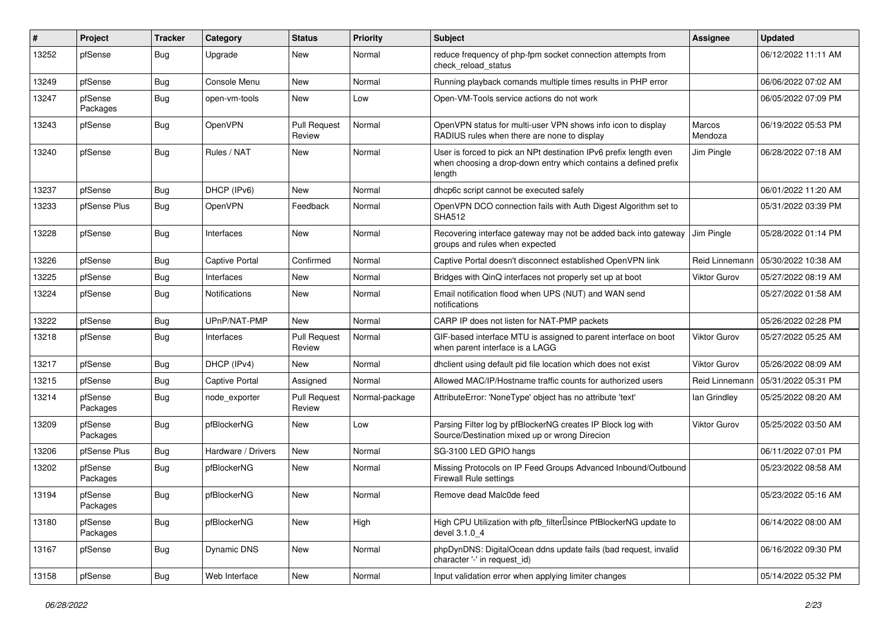| # | Project | Tracker | Category | Status | Priority | Subject | Assignee | Updated |
|---|---|---|---|---|---|---|---|---|
| 13252 | pfSense | Bug | Upgrade | New | Normal | reduce frequency of php-fpm socket connection attempts from check_reload_status | | 06/12/2022 11:11 AM |
| 13249 | pfSense | Bug | Console Menu | New | Normal | Running playback comands multiple times results in PHP error | | 06/06/2022 07:02 AM |
| 13247 | pfSense Packages | Bug | open-vm-tools | New | Low | Open-VM-Tools service actions do not work | | 06/05/2022 07:09 PM |
| 13243 | pfSense | Bug | OpenVPN | Pull Request Review | Normal | OpenVPN status for multi-user VPN shows info icon to display RADIUS rules when there are none to display | Marcos Mendoza | 06/19/2022 05:53 PM |
| 13240 | pfSense | Bug | Rules / NAT | New | Normal | User is forced to pick an NPt destination IPv6 prefix length even when choosing a drop-down entry which contains a defined prefix length | Jim Pingle | 06/28/2022 07:18 AM |
| 13237 | pfSense | Bug | DHCP (IPv6) | New | Normal | dhcp6c script cannot be executed safely | | 06/01/2022 11:20 AM |
| 13233 | pfSense Plus | Bug | OpenVPN | Feedback | Normal | OpenVPN DCO connection fails with Auth Digest Algorithm set to SHA512 | | 05/31/2022 03:39 PM |
| 13228 | pfSense | Bug | Interfaces | New | Normal | Recovering interface gateway may not be added back into gateway groups and rules when expected | Jim Pingle | 05/28/2022 01:14 PM |
| 13226 | pfSense | Bug | Captive Portal | Confirmed | Normal | Captive Portal doesn't disconnect established OpenVPN link | Reid Linnemann | 05/30/2022 10:38 AM |
| 13225 | pfSense | Bug | Interfaces | New | Normal | Bridges with QinQ interfaces not properly set up at boot | Viktor Gurov | 05/27/2022 08:19 AM |
| 13224 | pfSense | Bug | Notifications | New | Normal | Email notification flood when UPS (NUT) and WAN send notifications | | 05/27/2022 01:58 AM |
| 13222 | pfSense | Bug | UPnP/NAT-PMP | New | Normal | CARP IP does not listen for NAT-PMP packets | | 05/26/2022 02:28 PM |
| 13218 | pfSense | Bug | Interfaces | Pull Request Review | Normal | GIF-based interface MTU is assigned to parent interface on boot when parent interface is a LAGG | Viktor Gurov | 05/27/2022 05:25 AM |
| 13217 | pfSense | Bug | DHCP (IPv4) | New | Normal | dhclient using default pid file location which does not exist | Viktor Gurov | 05/26/2022 08:09 AM |
| 13215 | pfSense | Bug | Captive Portal | Assigned | Normal | Allowed MAC/IP/Hostname traffic counts for authorized users | Reid Linnemann | 05/31/2022 05:31 PM |
| 13214 | pfSense Packages | Bug | node_exporter | Pull Request Review | Normal-package | AttributeError: 'NoneType' object has no attribute 'text' | Ian Grindley | 05/25/2022 08:20 AM |
| 13209 | pfSense Packages | Bug | pfBlockerNG | New | Low | Parsing Filter log by pfBlockerNG creates IP Block log with Source/Destination mixed up or wrong Direcion | Viktor Gurov | 05/25/2022 03:50 AM |
| 13206 | pfSense Plus | Bug | Hardware / Drivers | New | Normal | SG-3100 LED GPIO hangs | | 06/11/2022 07:01 PM |
| 13202 | pfSense Packages | Bug | pfBlockerNG | New | Normal | Missing Protocols on IP Feed Groups Advanced Inbound/Outbound Firewall Rule settings | | 05/23/2022 08:58 AM |
| 13194 | pfSense Packages | Bug | pfBlockerNG | New | Normal | Remove dead Malc0de feed | | 05/23/2022 05:16 AM |
| 13180 | pfSense Packages | Bug | pfBlockerNG | New | High | High CPU Utilization with pfb_filter since PfBlockerNG update to devel 3.1.0_4 | | 06/14/2022 08:00 AM |
| 13167 | pfSense | Bug | Dynamic DNS | New | Normal | phpDynDNS: DigitalOcean ddns update fails (bad request, invalid character '-' in request_id) | | 06/16/2022 09:30 PM |
| 13158 | pfSense | Bug | Web Interface | New | Normal | Input validation error when applying limiter changes | | 05/14/2022 05:32 PM |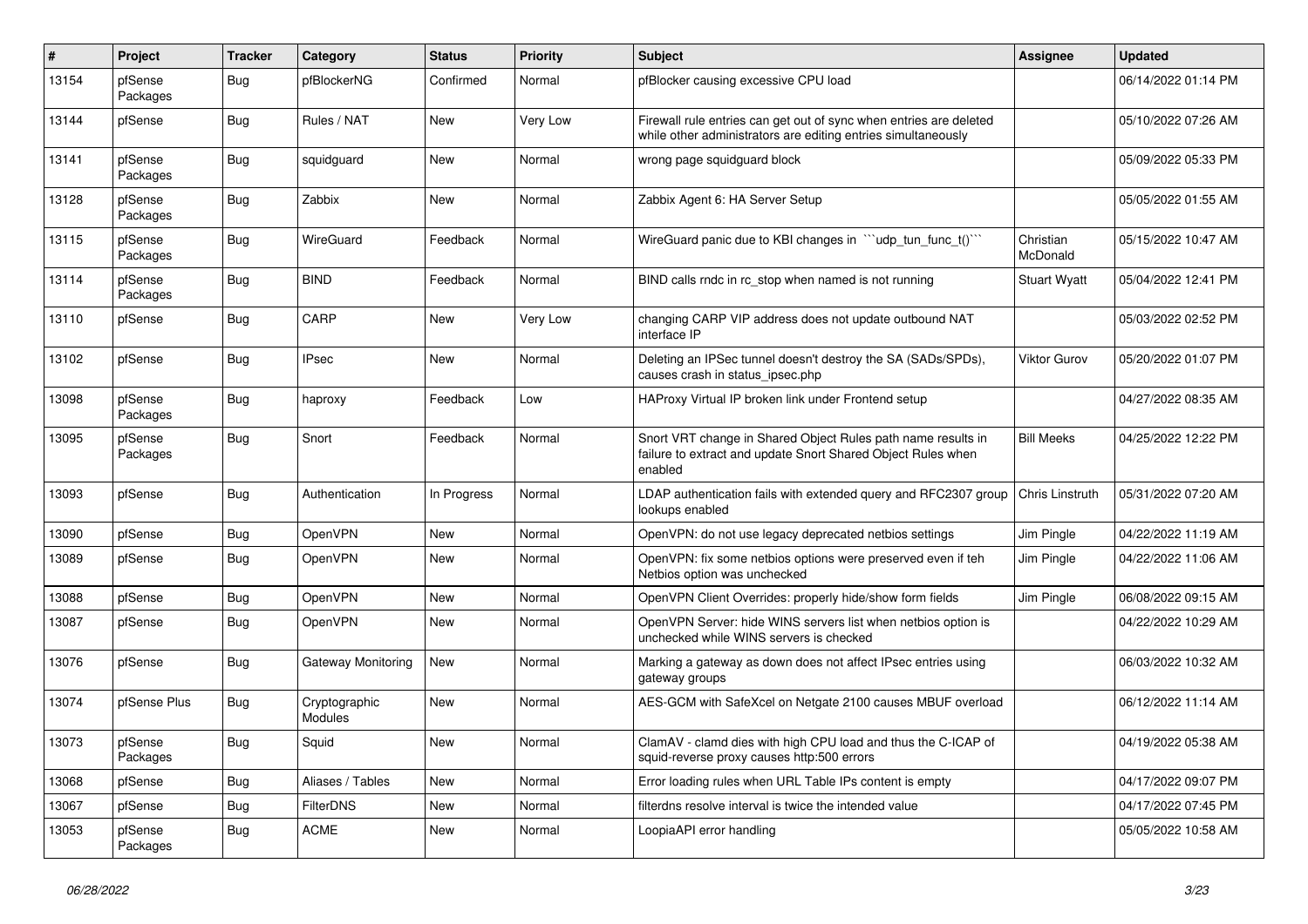| # | Project | Tracker | Category | Status | Priority | Subject | Assignee | Updated |
|---|---|---|---|---|---|---|---|---|
| 13154 | pfSense Packages | Bug | pfBlockerNG | Confirmed | Normal | pfBlocker causing excessive CPU load | | 06/14/2022 01:14 PM |
| 13144 | pfSense | Bug | Rules / NAT | New | Very Low | Firewall rule entries can get out of sync when entries are deleted while other administrators are editing entries simultaneously | | 05/10/2022 07:26 AM |
| 13141 | pfSense Packages | Bug | squidguard | New | Normal | wrong page squidguard block | | 05/09/2022 05:33 PM |
| 13128 | pfSense Packages | Bug | Zabbix | New | Normal | Zabbix Agent 6: HA Server Setup | | 05/05/2022 01:55 AM |
| 13115 | pfSense Packages | Bug | WireGuard | Feedback | Normal | WireGuard panic due to KBI changes in ```udp_tun_func_t()``` | Christian McDonald | 05/15/2022 10:47 AM |
| 13114 | pfSense Packages | Bug | BIND | Feedback | Normal | BIND calls rndc in rc_stop when named is not running | Stuart Wyatt | 05/04/2022 12:41 PM |
| 13110 | pfSense | Bug | CARP | New | Very Low | changing CARP VIP address does not update outbound NAT interface IP | | 05/03/2022 02:52 PM |
| 13102 | pfSense | Bug | IPsec | New | Normal | Deleting an IPSec tunnel doesn't destroy the SA (SADs/SPDs), causes crash in status_ipsec.php | Viktor Gurov | 05/20/2022 01:07 PM |
| 13098 | pfSense Packages | Bug | haproxy | Feedback | Low | HAProxy Virtual IP broken link under Frontend setup | | 04/27/2022 08:35 AM |
| 13095 | pfSense Packages | Bug | Snort | Feedback | Normal | Snort VRT change in Shared Object Rules path name results in failure to extract and update Snort Shared Object Rules when enabled | Bill Meeks | 04/25/2022 12:22 PM |
| 13093 | pfSense | Bug | Authentication | In Progress | Normal | LDAP authentication fails with extended query and RFC2307 group lookups enabled | Chris Linstruth | 05/31/2022 07:20 AM |
| 13090 | pfSense | Bug | OpenVPN | New | Normal | OpenVPN: do not use legacy deprecated netbios settings | Jim Pingle | 04/22/2022 11:19 AM |
| 13089 | pfSense | Bug | OpenVPN | New | Normal | OpenVPN: fix some netbios options were preserved even if teh Netbios option was unchecked | Jim Pingle | 04/22/2022 11:06 AM |
| 13088 | pfSense | Bug | OpenVPN | New | Normal | OpenVPN Client Overrides: properly hide/show form fields | Jim Pingle | 06/08/2022 09:15 AM |
| 13087 | pfSense | Bug | OpenVPN | New | Normal | OpenVPN Server: hide WINS servers list when netbios option is unchecked while WINS servers is checked | | 04/22/2022 10:29 AM |
| 13076 | pfSense | Bug | Gateway Monitoring | New | Normal | Marking a gateway as down does not affect IPsec entries using gateway groups | | 06/03/2022 10:32 AM |
| 13074 | pfSense Plus | Bug | Cryptographic Modules | New | Normal | AES-GCM with SafeXcel on Netgate 2100 causes MBUF overload | | 06/12/2022 11:14 AM |
| 13073 | pfSense Packages | Bug | Squid | New | Normal | ClamAV - clamd dies with high CPU load and thus the C-ICAP of squid-reverse proxy causes http:500 errors | | 04/19/2022 05:38 AM |
| 13068 | pfSense | Bug | Aliases / Tables | New | Normal | Error loading rules when URL Table IPs content is empty | | 04/17/2022 09:07 PM |
| 13067 | pfSense | Bug | FilterDNS | New | Normal | filterdns resolve interval is twice the intended value | | 04/17/2022 07:45 PM |
| 13053 | pfSense Packages | Bug | ACME | New | Normal | LoopiaAPI error handling | | 05/05/2022 10:58 AM |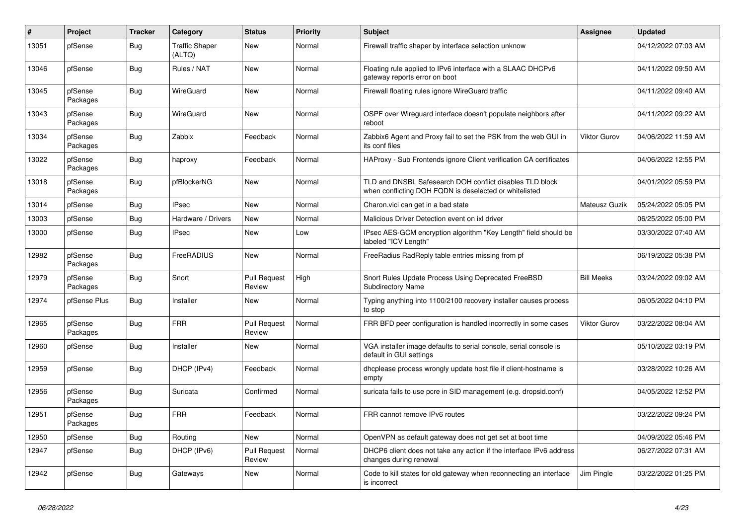| # | Project | Tracker | Category | Status | Priority | Subject | Assignee | Updated |
|---|---|---|---|---|---|---|---|---|
| 13051 | pfSense | Bug | Traffic Shaper (ALTQ) | New | Normal | Firewall traffic shaper by interface selection unknow | | 04/12/2022 07:03 AM |
| 13046 | pfSense | Bug | Rules / NAT | New | Normal | Floating rule applied to IPv6 interface with a SLAAC DHCPv6 gateway reports error on boot | | 04/11/2022 09:50 AM |
| 13045 | pfSense Packages | Bug | WireGuard | New | Normal | Firewall floating rules ignore WireGuard traffic | | 04/11/2022 09:40 AM |
| 13043 | pfSense Packages | Bug | WireGuard | New | Normal | OSPF over Wireguard interface doesn't populate neighbors after reboot | | 04/11/2022 09:22 AM |
| 13034 | pfSense Packages | Bug | Zabbix | Feedback | Normal | Zabbix6 Agent and Proxy fail to set the PSK from the web GUI in its conf files | Viktor Gurov | 04/06/2022 11:59 AM |
| 13022 | pfSense Packages | Bug | haproxy | Feedback | Normal | HAProxy - Sub Frontends ignore Client verification CA certificates | | 04/06/2022 12:55 PM |
| 13018 | pfSense Packages | Bug | pfBlockerNG | New | Normal | TLD and DNSBL Safesearch DOH conflict disables TLD block when conflicting DOH FQDN is deselected or whitelisted | | 04/01/2022 05:59 PM |
| 13014 | pfSense | Bug | IPsec | New | Normal | Charon.vici can get in a bad state | Mateusz Guzik | 05/24/2022 05:05 PM |
| 13003 | pfSense | Bug | Hardware / Drivers | New | Normal | Malicious Driver Detection event on ixl driver | | 06/25/2022 05:00 PM |
| 13000 | pfSense | Bug | IPsec | New | Low | IPsec AES-GCM encryption algorithm "Key Length" field should be labeled "ICV Length" | | 03/30/2022 07:40 AM |
| 12982 | pfSense Packages | Bug | FreeRADIUS | New | Normal | FreeRadius RadReply table entries missing from pf | | 06/19/2022 05:38 PM |
| 12979 | pfSense Packages | Bug | Snort | Pull Request Review | High | Snort Rules Update Process Using Deprecated FreeBSD Subdirectory Name | Bill Meeks | 03/24/2022 09:02 AM |
| 12974 | pfSense Plus | Bug | Installer | New | Normal | Typing anything into 1100/2100 recovery installer causes process to stop | | 06/05/2022 04:10 PM |
| 12965 | pfSense Packages | Bug | FRR | Pull Request Review | Normal | FRR BFD peer configuration is handled incorrectly in some cases | Viktor Gurov | 03/22/2022 08:04 AM |
| 12960 | pfSense | Bug | Installer | New | Normal | VGA installer image defaults to serial console, serial console is default in GUI settings | | 05/10/2022 03:19 PM |
| 12959 | pfSense | Bug | DHCP (IPv4) | Feedback | Normal | dhcplease process wrongly update host file if client-hostname is empty | | 03/28/2022 10:26 AM |
| 12956 | pfSense Packages | Bug | Suricata | Confirmed | Normal | suricata fails to use pcre in SID management (e.g. dropsid.conf) | | 04/05/2022 12:52 PM |
| 12951 | pfSense Packages | Bug | FRR | Feedback | Normal | FRR cannot remove IPv6 routes | | 03/22/2022 09:24 PM |
| 12950 | pfSense | Bug | Routing | New | Normal | OpenVPN as default gateway does not get set at boot time | | 04/09/2022 05:46 PM |
| 12947 | pfSense | Bug | DHCP (IPv6) | Pull Request Review | Normal | DHCP6 client does not take any action if the interface IPv6 address changes during renewal | | 06/27/2022 07:31 AM |
| 12942 | pfSense | Bug | Gateways | New | Normal | Code to kill states for old gateway when reconnecting an interface is incorrect | Jim Pingle | 03/22/2022 01:25 PM |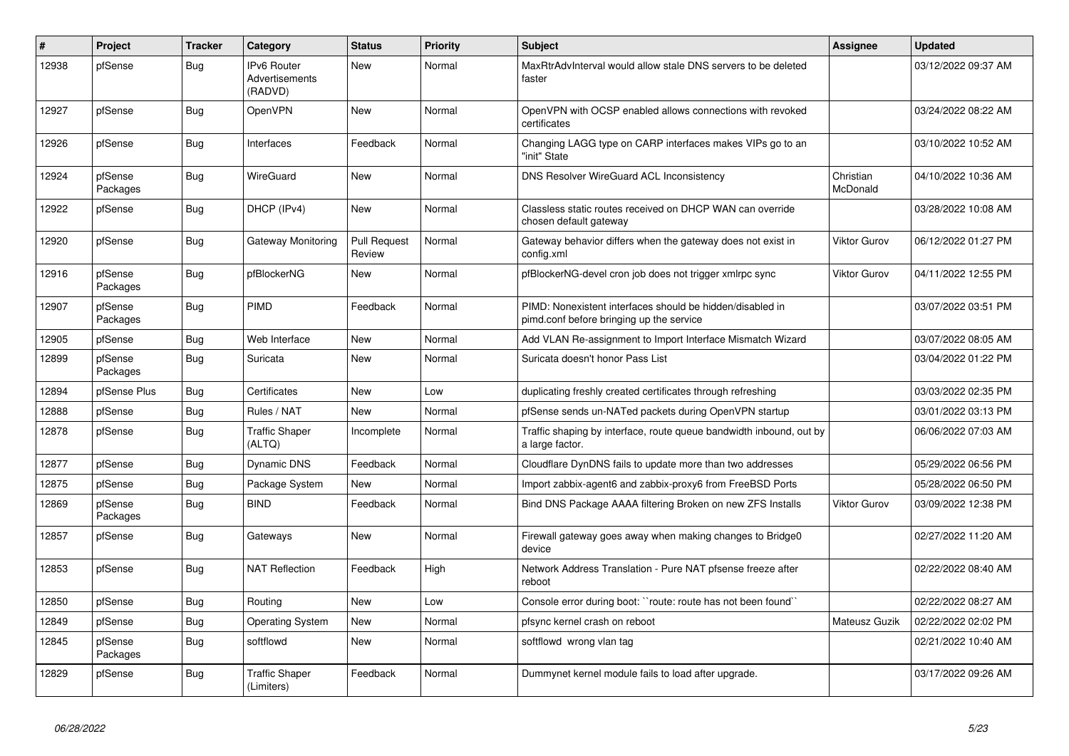| # | Project | Tracker | Category | Status | Priority | Subject | Assignee | Updated |
|---|---|---|---|---|---|---|---|---|
| 12938 | pfSense | Bug | IPv6 Router Advertisements (RADVD) | New | Normal | MaxRtrAdvInterval would allow stale DNS servers to be deleted faster | | 03/12/2022 09:37 AM |
| 12927 | pfSense | Bug | OpenVPN | New | Normal | OpenVPN with OCSP enabled allows connections with revoked certificates | | 03/24/2022 08:22 AM |
| 12926 | pfSense | Bug | Interfaces | Feedback | Normal | Changing LAGG type on CARP interfaces makes VIPs go to an "init" State | | 03/10/2022 10:52 AM |
| 12924 | pfSense Packages | Bug | WireGuard | New | Normal | DNS Resolver WireGuard ACL Inconsistency | Christian McDonald | 04/10/2022 10:36 AM |
| 12922 | pfSense | Bug | DHCP (IPv4) | New | Normal | Classless static routes received on DHCP WAN can override chosen default gateway | | 03/28/2022 10:08 AM |
| 12920 | pfSense | Bug | Gateway Monitoring | Pull Request Review | Normal | Gateway behavior differs when the gateway does not exist in config.xml | Viktor Gurov | 06/12/2022 01:27 PM |
| 12916 | pfSense Packages | Bug | pfBlockerNG | New | Normal | pfBlockerNG-devel cron job does not trigger xmlrpc sync | Viktor Gurov | 04/11/2022 12:55 PM |
| 12907 | pfSense Packages | Bug | PIMD | Feedback | Normal | PIMD: Nonexistent interfaces should be hidden/disabled in pimd.conf before bringing up the service | | 03/07/2022 03:51 PM |
| 12905 | pfSense | Bug | Web Interface | New | Normal | Add VLAN Re-assignment to Import Interface Mismatch Wizard | | 03/07/2022 08:05 AM |
| 12899 | pfSense Packages | Bug | Suricata | New | Normal | Suricata doesn't honor Pass List | | 03/04/2022 01:22 PM |
| 12894 | pfSense Plus | Bug | Certificates | New | Low | duplicating freshly created certificates through refreshing | | 03/03/2022 02:35 PM |
| 12888 | pfSense | Bug | Rules / NAT | New | Normal | pfSense sends un-NATed packets during OpenVPN startup | | 03/01/2022 03:13 PM |
| 12878 | pfSense | Bug | Traffic Shaper (ALTQ) | Incomplete | Normal | Traffic shaping by interface, route queue bandwidth inbound, out by a large factor. | | 06/06/2022 07:03 AM |
| 12877 | pfSense | Bug | Dynamic DNS | Feedback | Normal | Cloudflare DynDNS fails to update more than two addresses | | 05/29/2022 06:56 PM |
| 12875 | pfSense | Bug | Package System | New | Normal | Import zabbix-agent6 and zabbix-proxy6 from FreeBSD Ports | | 05/28/2022 06:50 PM |
| 12869 | pfSense Packages | Bug | BIND | Feedback | Normal | Bind DNS Package AAAA filtering Broken on new ZFS Installs | Viktor Gurov | 03/09/2022 12:38 PM |
| 12857 | pfSense | Bug | Gateways | New | Normal | Firewall gateway goes away when making changes to Bridge0 device | | 02/27/2022 11:20 AM |
| 12853 | pfSense | Bug | NAT Reflection | Feedback | High | Network Address Translation - Pure NAT pfsense freeze after reboot | | 02/22/2022 08:40 AM |
| 12850 | pfSense | Bug | Routing | New | Low | Console error during boot: ``route: route has not been found`` | | 02/22/2022 08:27 AM |
| 12849 | pfSense | Bug | Operating System | New | Normal | pfsync kernel crash on reboot | Mateusz Guzik | 02/22/2022 02:02 PM |
| 12845 | pfSense Packages | Bug | softflowd | New | Normal | softflowd wrong vlan tag | | 02/21/2022 10:40 AM |
| 12829 | pfSense | Bug | Traffic Shaper (Limiters) | Feedback | Normal | Dummynet kernel module fails to load after upgrade. | | 03/17/2022 09:26 AM |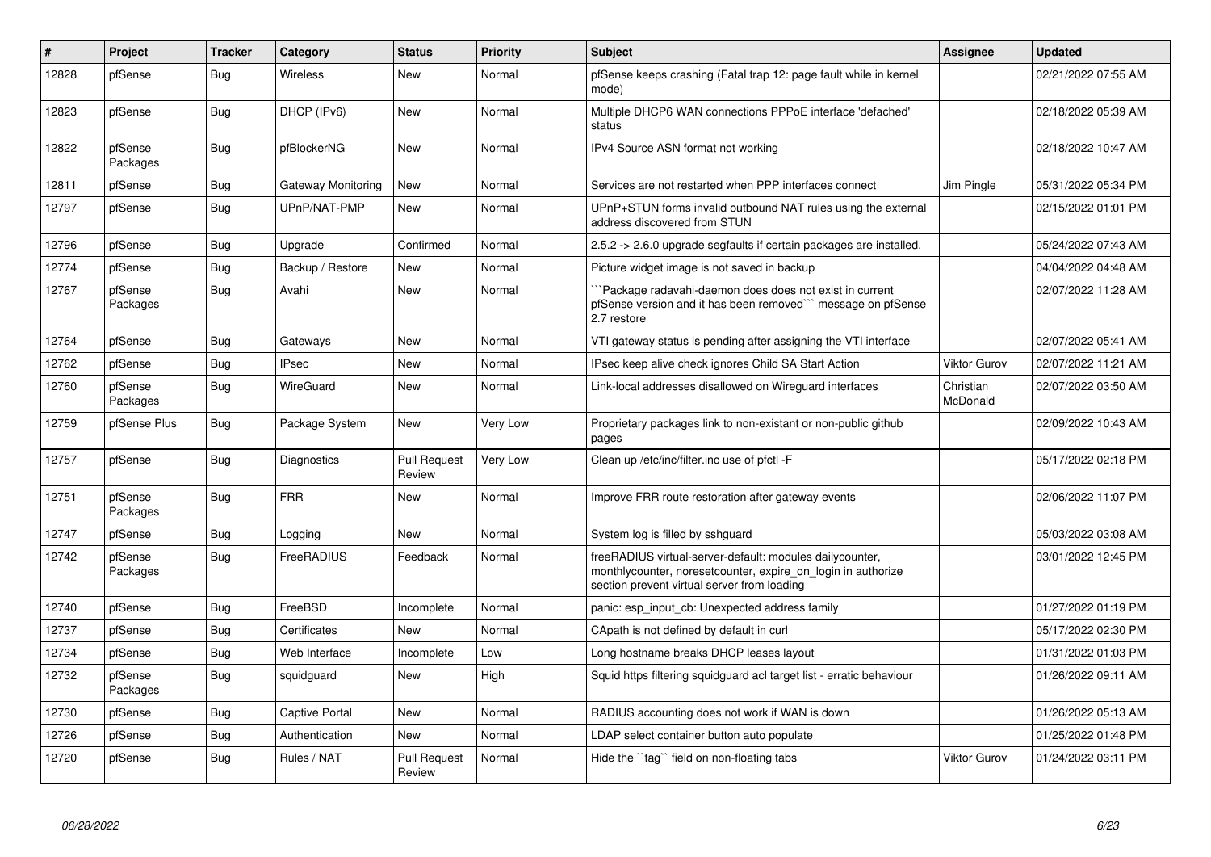| # | Project | Tracker | Category | Status | Priority | Subject | Assignee | Updated |
|---|---|---|---|---|---|---|---|---|
| 12828 | pfSense | Bug | Wireless | New | Normal | pfSense keeps crashing (Fatal trap 12: page fault while in kernel mode) | | 02/21/2022 07:55 AM |
| 12823 | pfSense | Bug | DHCP (IPv6) | New | Normal | Multiple DHCP6 WAN connections PPPoE interface 'defached' status | | 02/18/2022 05:39 AM |
| 12822 | pfSense Packages | Bug | pfBlockerNG | New | Normal | IPv4 Source ASN format not working | | 02/18/2022 10:47 AM |
| 12811 | pfSense | Bug | Gateway Monitoring | New | Normal | Services are not restarted when PPP interfaces connect | Jim Pingle | 05/31/2022 05:34 PM |
| 12797 | pfSense | Bug | UPnP/NAT-PMP | New | Normal | UPnP+STUN forms invalid outbound NAT rules using the external address discovered from STUN | | 02/15/2022 01:01 PM |
| 12796 | pfSense | Bug | Upgrade | Confirmed | Normal | 2.5.2 -> 2.6.0 upgrade segfaults if certain packages are installed. | | 05/24/2022 07:43 AM |
| 12774 | pfSense | Bug | Backup / Restore | New | Normal | Picture widget image is not saved in backup | | 04/04/2022 04:48 AM |
| 12767 | pfSense Packages | Bug | Avahi | New | Normal | ```Package radavahi-daemon does does not exist in current pfSense version and it has been removed``` message on pfSense 2.7 restore | | 02/07/2022 11:28 AM |
| 12764 | pfSense | Bug | Gateways | New | Normal | VTI gateway status is pending after assigning the VTI interface | | 02/07/2022 05:41 AM |
| 12762 | pfSense | Bug | IPsec | New | Normal | IPsec keep alive check ignores Child SA Start Action | Viktor Gurov | 02/07/2022 11:21 AM |
| 12760 | pfSense Packages | Bug | WireGuard | New | Normal | Link-local addresses disallowed on Wireguard interfaces | Christian McDonald | 02/07/2022 03:50 AM |
| 12759 | pfSense Plus | Bug | Package System | New | Very Low | Proprietary packages link to non-existant or non-public github pages | | 02/09/2022 10:43 AM |
| 12757 | pfSense | Bug | Diagnostics | Pull Request Review | Very Low | Clean up /etc/inc/filter.inc use of pfctl -F | | 05/17/2022 02:18 PM |
| 12751 | pfSense Packages | Bug | FRR | New | Normal | Improve FRR route restoration after gateway events | | 02/06/2022 11:07 PM |
| 12747 | pfSense | Bug | Logging | New | Normal | System log is filled by sshguard | | 05/03/2022 03:08 AM |
| 12742 | pfSense Packages | Bug | FreeRADIUS | Feedback | Normal | freeRADIUS virtual-server-default: modules dailycounter, monthlycounter, noresetcounter, expire_on_login in authorize section prevent virtual server from loading | | 03/01/2022 12:45 PM |
| 12740 | pfSense | Bug | FreeBSD | Incomplete | Normal | panic: esp_input_cb: Unexpected address family | | 01/27/2022 01:19 PM |
| 12737 | pfSense | Bug | Certificates | New | Normal | CApath is not defined by default in curl | | 05/17/2022 02:30 PM |
| 12734 | pfSense | Bug | Web Interface | Incomplete | Low | Long hostname breaks DHCP leases layout | | 01/31/2022 01:03 PM |
| 12732 | pfSense Packages | Bug | squidguard | New | High | Squid https filtering squidguard acl target list - erratic behaviour | | 01/26/2022 09:11 AM |
| 12730 | pfSense | Bug | Captive Portal | New | Normal | RADIUS accounting does not work if WAN is down | | 01/26/2022 05:13 AM |
| 12726 | pfSense | Bug | Authentication | New | Normal | LDAP select container button auto populate | | 01/25/2022 01:48 PM |
| 12720 | pfSense | Bug | Rules / NAT | Pull Request Review | Normal | Hide the ``tag`` field on non-floating tabs | Viktor Gurov | 01/24/2022 03:11 PM |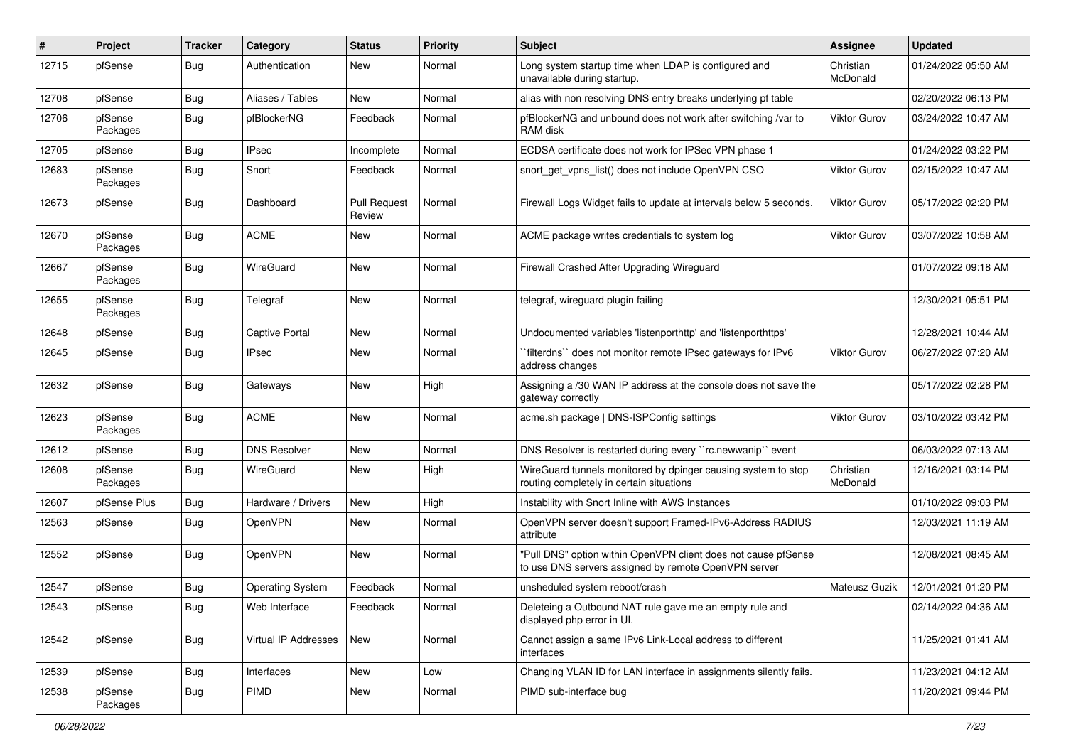| # | Project | Tracker | Category | Status | Priority | Subject | Assignee | Updated |
|---|---|---|---|---|---|---|---|---|
| 12715 | pfSense | Bug | Authentication | New | Normal | Long system startup time when LDAP is configured and unavailable during startup. | Christian McDonald | 01/24/2022 05:50 AM |
| 12708 | pfSense | Bug | Aliases / Tables | New | Normal | alias with non resolving DNS entry breaks underlying pf table | | 02/20/2022 06:13 PM |
| 12706 | pfSense Packages | Bug | pfBlockerNG | Feedback | Normal | pfBlockerNG and unbound does not work after switching /var to RAM disk | Viktor Gurov | 03/24/2022 10:47 AM |
| 12705 | pfSense | Bug | IPsec | Incomplete | Normal | ECDSA certificate does not work for IPSec VPN phase 1 | | 01/24/2022 03:22 PM |
| 12683 | pfSense Packages | Bug | Snort | Feedback | Normal | snort_get_vpns_list() does not include OpenVPN CSO | Viktor Gurov | 02/15/2022 10:47 AM |
| 12673 | pfSense | Bug | Dashboard | Pull Request Review | Normal | Firewall Logs Widget fails to update at intervals below 5 seconds. | Viktor Gurov | 05/17/2022 02:20 PM |
| 12670 | pfSense Packages | Bug | ACME | New | Normal | ACME package writes credentials to system log | Viktor Gurov | 03/07/2022 10:58 AM |
| 12667 | pfSense Packages | Bug | WireGuard | New | Normal | Firewall Crashed After Upgrading Wireguard | | 01/07/2022 09:18 AM |
| 12655 | pfSense Packages | Bug | Telegraf | New | Normal | telegraf, wireguard plugin failing | | 12/30/2021 05:51 PM |
| 12648 | pfSense | Bug | Captive Portal | New | Normal | Undocumented variables 'listenporthttp' and 'listenporthttps' | | 12/28/2021 10:44 AM |
| 12645 | pfSense | Bug | IPsec | New | Normal | ``filterdns`` does not monitor remote IPsec gateways for IPv6 address changes | Viktor Gurov | 06/27/2022 07:20 AM |
| 12632 | pfSense | Bug | Gateways | New | High | Assigning a /30 WAN IP address at the console does not save the gateway correctly | | 05/17/2022 02:28 PM |
| 12623 | pfSense Packages | Bug | ACME | New | Normal | acme.sh package \| DNS-ISPConfig settings | Viktor Gurov | 03/10/2022 03:42 PM |
| 12612 | pfSense | Bug | DNS Resolver | New | Normal | DNS Resolver is restarted during every ``rc.newwanip`` event | | 06/03/2022 07:13 AM |
| 12608 | pfSense Packages | Bug | WireGuard | New | High | WireGuard tunnels monitored by dpinger causing system to stop routing completely in certain situations | Christian McDonald | 12/16/2021 03:14 PM |
| 12607 | pfSense Plus | Bug | Hardware / Drivers | New | High | Instability with Snort Inline with AWS Instances | | 01/10/2022 09:03 PM |
| 12563 | pfSense | Bug | OpenVPN | New | Normal | OpenVPN server doesn't support Framed-IPv6-Address RADIUS attribute | | 12/03/2021 11:19 AM |
| 12552 | pfSense | Bug | OpenVPN | New | Normal | "Pull DNS" option within OpenVPN client does not cause pfSense to use DNS servers assigned by remote OpenVPN server | | 12/08/2021 08:45 AM |
| 12547 | pfSense | Bug | Operating System | Feedback | Normal | unsheduled system reboot/crash | Mateusz Guzik | 12/01/2021 01:20 PM |
| 12543 | pfSense | Bug | Web Interface | Feedback | Normal | Deleteing a Outbound NAT rule gave me an empty rule and displayed php error in UI. | | 02/14/2022 04:36 AM |
| 12542 | pfSense | Bug | Virtual IP Addresses | New | Normal | Cannot assign a same IPv6 Link-Local address to different interfaces | | 11/25/2021 01:41 AM |
| 12539 | pfSense | Bug | Interfaces | New | Low | Changing VLAN ID for LAN interface in assignments silently fails. | | 11/23/2021 04:12 AM |
| 12538 | pfSense Packages | Bug | PIMD | New | Normal | PIMD sub-interface bug | | 11/20/2021 09:44 PM |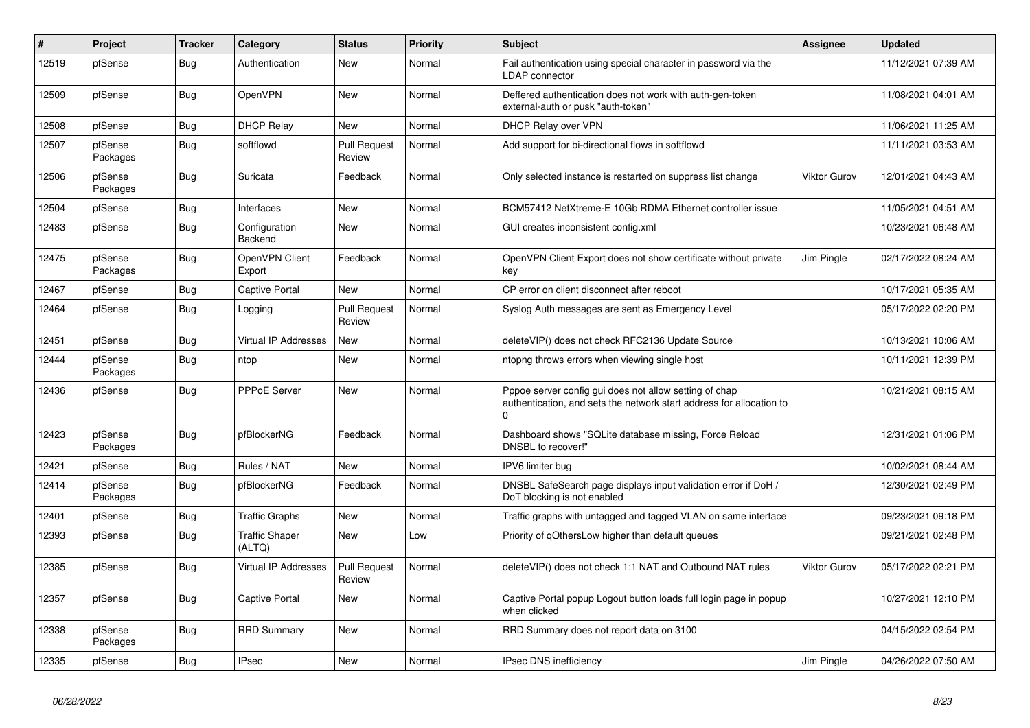| # | Project | Tracker | Category | Status | Priority | Subject | Assignee | Updated |
|---|---|---|---|---|---|---|---|---|
| 12519 | pfSense | Bug | Authentication | New | Normal | Fail authentication using special character in password via the LDAP connector | | 11/12/2021 07:39 AM |
| 12509 | pfSense | Bug | OpenVPN | New | Normal | Deffered authentication does not work with auth-gen-token external-auth or pusk "auth-token" | | 11/08/2021 04:01 AM |
| 12508 | pfSense | Bug | DHCP Relay | New | Normal | DHCP Relay over VPN | | 11/06/2021 11:25 AM |
| 12507 | pfSense Packages | Bug | softflowd | Pull Request Review | Normal | Add support for bi-directional flows in softflowd | | 11/11/2021 03:53 AM |
| 12506 | pfSense Packages | Bug | Suricata | Feedback | Normal | Only selected instance is restarted on suppress list change | Viktor Gurov | 12/01/2021 04:43 AM |
| 12504 | pfSense | Bug | Interfaces | New | Normal | BCM57412 NetXtreme-E 10Gb RDMA Ethernet controller issue | | 11/05/2021 04:51 AM |
| 12483 | pfSense | Bug | Configuration Backend | New | Normal | GUI creates inconsistent config.xml | | 10/23/2021 06:48 AM |
| 12475 | pfSense Packages | Bug | OpenVPN Client Export | Feedback | Normal | OpenVPN Client Export does not show certificate without private key | Jim Pingle | 02/17/2022 08:24 AM |
| 12467 | pfSense | Bug | Captive Portal | New | Normal | CP error on client disconnect after reboot | | 10/17/2021 05:35 AM |
| 12464 | pfSense | Bug | Logging | Pull Request Review | Normal | Syslog Auth messages are sent as Emergency Level | | 05/17/2022 02:20 PM |
| 12451 | pfSense | Bug | Virtual IP Addresses | New | Normal | deleteVIP() does not check RFC2136 Update Source | | 10/13/2021 10:06 AM |
| 12444 | pfSense Packages | Bug | ntop | New | Normal | ntopng throws errors when viewing single host | | 10/11/2021 12:39 PM |
| 12436 | pfSense | Bug | PPPoE Server | New | Normal | Pppoe server config gui does not allow setting of chap authentication, and sets the network start address for allocation to 0 | | 10/21/2021 08:15 AM |
| 12423 | pfSense Packages | Bug | pfBlockerNG | Feedback | Normal | Dashboard shows "SQLite database missing, Force Reload DNSBL to recover!" | | 12/31/2021 01:06 PM |
| 12421 | pfSense | Bug | Rules / NAT | New | Normal | IPV6 limiter bug | | 10/02/2021 08:44 AM |
| 12414 | pfSense Packages | Bug | pfBlockerNG | Feedback | Normal | DNSBL SafeSearch page displays input validation error if DoH / DoT blocking is not enabled | | 12/30/2021 02:49 PM |
| 12401 | pfSense | Bug | Traffic Graphs | New | Normal | Traffic graphs with untagged and tagged VLAN on same interface | | 09/23/2021 09:18 PM |
| 12393 | pfSense | Bug | Traffic Shaper (ALTQ) | New | Low | Priority of qOthersLow higher than default queues | | 09/21/2021 02:48 PM |
| 12385 | pfSense | Bug | Virtual IP Addresses | Pull Request Review | Normal | deleteVIP() does not check 1:1 NAT and Outbound NAT rules | Viktor Gurov | 05/17/2022 02:21 PM |
| 12357 | pfSense | Bug | Captive Portal | New | Normal | Captive Portal popup Logout button loads full login page in popup when clicked | | 10/27/2021 12:10 PM |
| 12338 | pfSense Packages | Bug | RRD Summary | New | Normal | RRD Summary does not report data on 3100 | | 04/15/2022 02:54 PM |
| 12335 | pfSense | Bug | IPsec | New | Normal | IPsec DNS inefficiency | Jim Pingle | 04/26/2022 07:50 AM |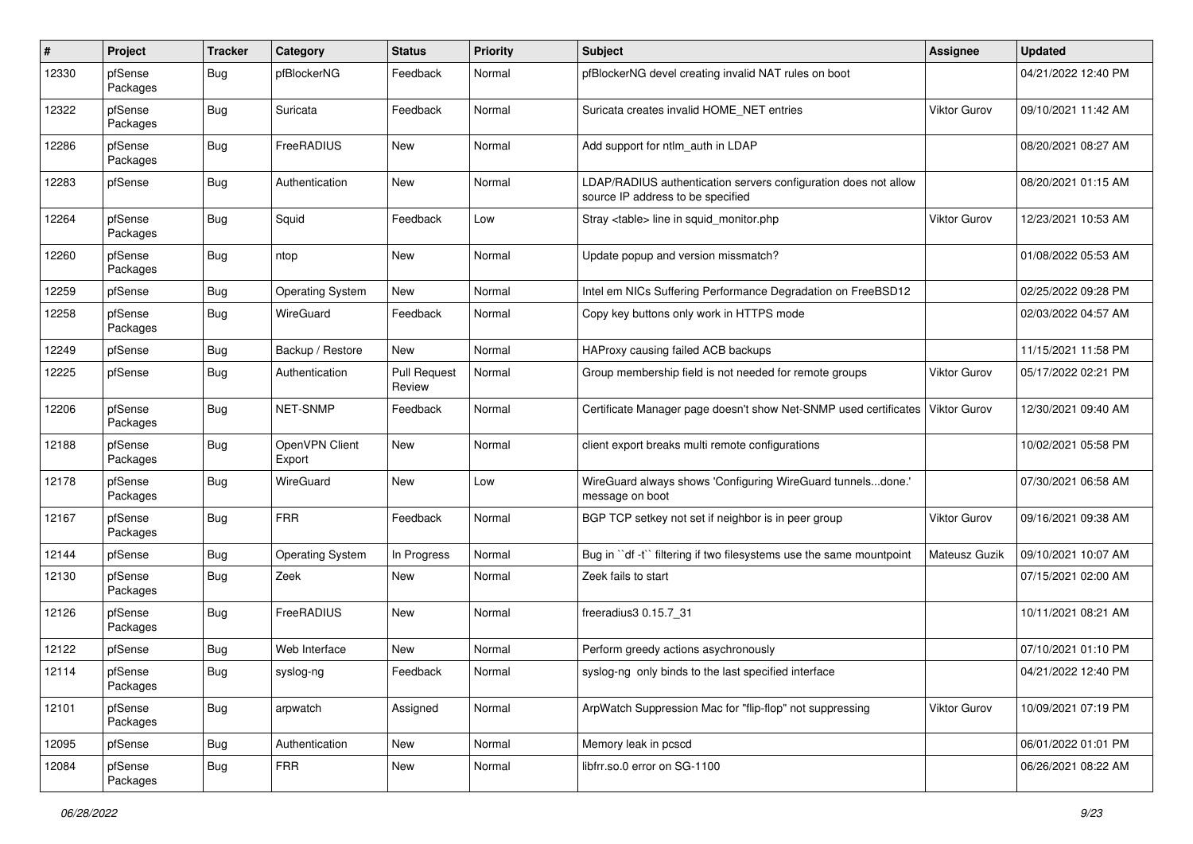| # | Project | Tracker | Category | Status | Priority | Subject | Assignee | Updated |
|---|---|---|---|---|---|---|---|---|
| 12330 | pfSense Packages | Bug | pfBlockerNG | Feedback | Normal | pfBlockerNG devel creating invalid NAT rules on boot | | 04/21/2022 12:40 PM |
| 12322 | pfSense Packages | Bug | Suricata | Feedback | Normal | Suricata creates invalid HOME_NET entries | Viktor Gurov | 09/10/2021 11:42 AM |
| 12286 | pfSense Packages | Bug | FreeRADIUS | New | Normal | Add support for ntlm_auth in LDAP | | 08/20/2021 08:27 AM |
| 12283 | pfSense | Bug | Authentication | New | Normal | LDAP/RADIUS authentication servers configuration does not allow source IP address to be specified | | 08/20/2021 01:15 AM |
| 12264 | pfSense Packages | Bug | Squid | Feedback | Low | Stray <table> line in squid_monitor.php | Viktor Gurov | 12/23/2021 10:53 AM |
| 12260 | pfSense Packages | Bug | ntop | New | Normal | Update popup and version missmatch? | | 01/08/2022 05:53 AM |
| 12259 | pfSense | Bug | Operating System | New | Normal | Intel em NICs Suffering Performance Degradation on FreeBSD12 | | 02/25/2022 09:28 PM |
| 12258 | pfSense Packages | Bug | WireGuard | Feedback | Normal | Copy key buttons only work in HTTPS mode | | 02/03/2022 04:57 AM |
| 12249 | pfSense | Bug | Backup / Restore | New | Normal | HAProxy causing failed ACB backups | | 11/15/2021 11:58 PM |
| 12225 | pfSense | Bug | Authentication | Pull Request Review | Normal | Group membership field is not needed for remote groups | Viktor Gurov | 05/17/2022 02:21 PM |
| 12206 | pfSense Packages | Bug | NET-SNMP | Feedback | Normal | Certificate Manager page doesn't show Net-SNMP used certificates | Viktor Gurov | 12/30/2021 09:40 AM |
| 12188 | pfSense Packages | Bug | OpenVPN Client Export | New | Normal | client export breaks multi remote configurations | | 10/02/2021 05:58 PM |
| 12178 | pfSense Packages | Bug | WireGuard | New | Low | WireGuard always shows 'Configuring WireGuard tunnels...done.' message on boot | | 07/30/2021 06:58 AM |
| 12167 | pfSense Packages | Bug | FRR | Feedback | Normal | BGP TCP setkey not set if neighbor is in peer group | Viktor Gurov | 09/16/2021 09:38 AM |
| 12144 | pfSense | Bug | Operating System | In Progress | Normal | Bug in ``df -t`` filtering if two filesystems use the same mountpoint | Mateusz Guzik | 09/10/2021 10:07 AM |
| 12130 | pfSense Packages | Bug | Zeek | New | Normal | Zeek fails to start | | 07/15/2021 02:00 AM |
| 12126 | pfSense Packages | Bug | FreeRADIUS | New | Normal | freeradius3 0.15.7_31 | | 10/11/2021 08:21 AM |
| 12122 | pfSense | Bug | Web Interface | New | Normal | Perform greedy actions asychronously | | 07/10/2021 01:10 PM |
| 12114 | pfSense Packages | Bug | syslog-ng | Feedback | Normal | syslog-ng only binds to the last specified interface | | 04/21/2022 12:40 PM |
| 12101 | pfSense Packages | Bug | arpwatch | Assigned | Normal | ArpWatch Suppression Mac for "flip-flop" not suppressing | Viktor Gurov | 10/09/2021 07:19 PM |
| 12095 | pfSense | Bug | Authentication | New | Normal | Memory leak in pcscd | | 06/01/2022 01:01 PM |
| 12084 | pfSense Packages | Bug | FRR | New | Normal | libfrr.so.0 error on SG-1100 | | 06/26/2021 08:22 AM |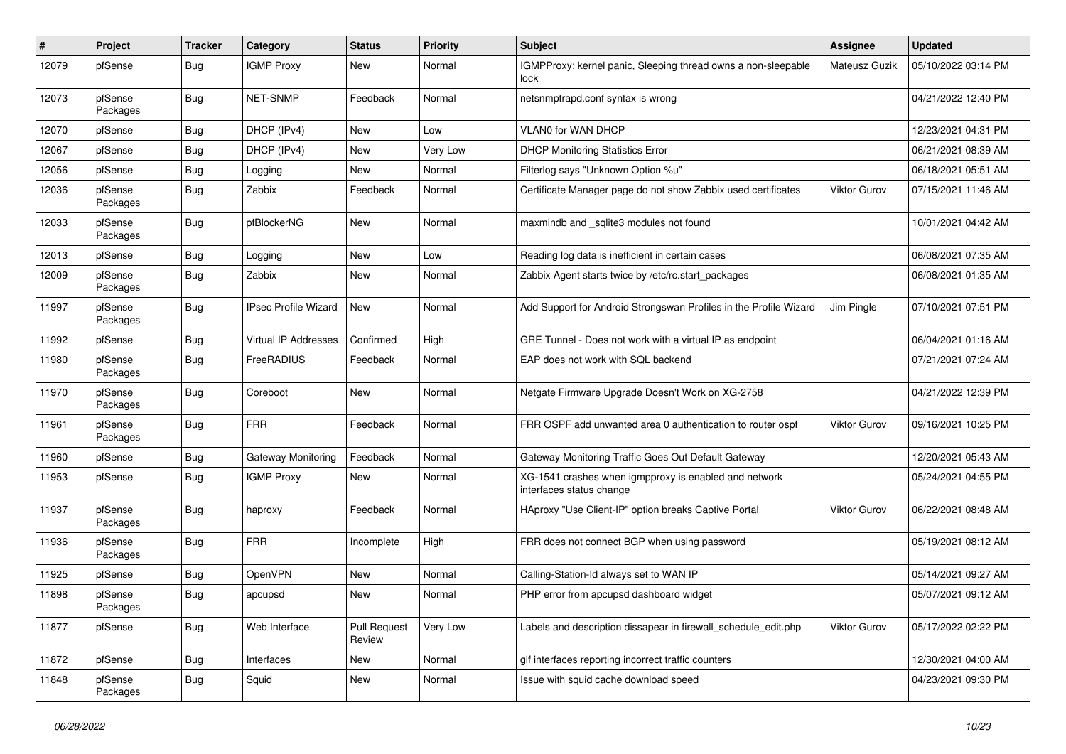| # | Project | Tracker | Category | Status | Priority | Subject | Assignee | Updated |
|---|---|---|---|---|---|---|---|---|
| 12079 | pfSense | Bug | IGMP Proxy | New | Normal | IGMPProxy: kernel panic, Sleeping thread owns a non-sleepable lock | Mateusz Guzik | 05/10/2022 03:14 PM |
| 12073 | pfSense Packages | Bug | NET-SNMP | Feedback | Normal | netsnmptrapd.conf syntax is wrong | | 04/21/2022 12:40 PM |
| 12070 | pfSense | Bug | DHCP (IPv4) | New | Low | VLAN0 for WAN DHCP | | 12/23/2021 04:31 PM |
| 12067 | pfSense | Bug | DHCP (IPv4) | New | Very Low | DHCP Monitoring Statistics Error | | 06/21/2021 08:39 AM |
| 12056 | pfSense | Bug | Logging | New | Normal | Filterlog says "Unknown Option %u" | | 06/18/2021 05:51 AM |
| 12036 | pfSense Packages | Bug | Zabbix | Feedback | Normal | Certificate Manager page do not show Zabbix used certificates | Viktor Gurov | 07/15/2021 11:46 AM |
| 12033 | pfSense Packages | Bug | pfBlockerNG | New | Normal | maxmindb and _sqlite3 modules not found | | 10/01/2021 04:42 AM |
| 12013 | pfSense | Bug | Logging | New | Low | Reading log data is inefficient in certain cases | | 06/08/2021 07:35 AM |
| 12009 | pfSense Packages | Bug | Zabbix | New | Normal | Zabbix Agent starts twice by /etc/rc.start_packages | | 06/08/2021 01:35 AM |
| 11997 | pfSense Packages | Bug | IPsec Profile Wizard | New | Normal | Add Support for Android Strongswan Profiles in the Profile Wizard | Jim Pingle | 07/10/2021 07:51 PM |
| 11992 | pfSense | Bug | Virtual IP Addresses | Confirmed | High | GRE Tunnel - Does not work with a virtual IP as endpoint | | 06/04/2021 01:16 AM |
| 11980 | pfSense Packages | Bug | FreeRADIUS | Feedback | Normal | EAP does not work with SQL backend | | 07/21/2021 07:24 AM |
| 11970 | pfSense Packages | Bug | Coreboot | New | Normal | Netgate Firmware Upgrade Doesn't Work on XG-2758 | | 04/21/2022 12:39 PM |
| 11961 | pfSense Packages | Bug | FRR | Feedback | Normal | FRR OSPF add unwanted area 0 authentication to router ospf | Viktor Gurov | 09/16/2021 10:25 PM |
| 11960 | pfSense | Bug | Gateway Monitoring | Feedback | Normal | Gateway Monitoring Traffic Goes Out Default Gateway | | 12/20/2021 05:43 AM |
| 11953 | pfSense | Bug | IGMP Proxy | New | Normal | XG-1541 crashes when igmpproxy is enabled and network interfaces status change | | 05/24/2021 04:55 PM |
| 11937 | pfSense Packages | Bug | haproxy | Feedback | Normal | HAproxy "Use Client-IP" option breaks Captive Portal | Viktor Gurov | 06/22/2021 08:48 AM |
| 11936 | pfSense Packages | Bug | FRR | Incomplete | High | FRR does not connect BGP when using password | | 05/19/2021 08:12 AM |
| 11925 | pfSense | Bug | OpenVPN | New | Normal | Calling-Station-Id always set to WAN IP | | 05/14/2021 09:27 AM |
| 11898 | pfSense Packages | Bug | apcupsd | New | Normal | PHP error from apcupsd dashboard widget | | 05/07/2021 09:12 AM |
| 11877 | pfSense | Bug | Web Interface | Pull Request Review | Very Low | Labels and description dissapear in firewall_schedule_edit.php | Viktor Gurov | 05/17/2022 02:22 PM |
| 11872 | pfSense | Bug | Interfaces | New | Normal | gif interfaces reporting incorrect traffic counters | | 12/30/2021 04:00 AM |
| 11848 | pfSense Packages | Bug | Squid | New | Normal | Issue with squid cache download speed | | 04/23/2021 09:30 PM |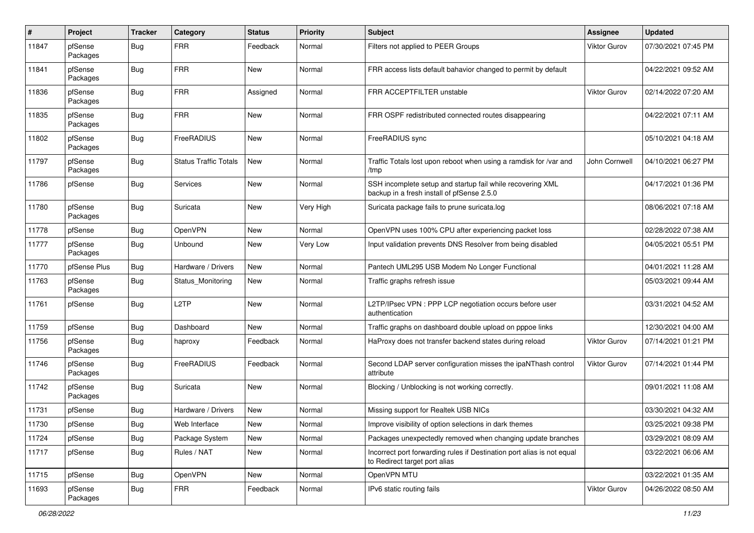| # | Project | Tracker | Category | Status | Priority | Subject | Assignee | Updated |
|---|---|---|---|---|---|---|---|---|
| 11847 | pfSense Packages | Bug | FRR | Feedback | Normal | Filters not applied to PEER Groups | Viktor Gurov | 07/30/2021 07:45 PM |
| 11841 | pfSense Packages | Bug | FRR | New | Normal | FRR access lists default bahavior changed to permit by default | | 04/22/2021 09:52 AM |
| 11836 | pfSense Packages | Bug | FRR | Assigned | Normal | FRR ACCEPTFILTER unstable | Viktor Gurov | 02/14/2022 07:20 AM |
| 11835 | pfSense Packages | Bug | FRR | New | Normal | FRR OSPF redistributed connected routes disappearing | | 04/22/2021 07:11 AM |
| 11802 | pfSense Packages | Bug | FreeRADIUS | New | Normal | FreeRADIUS sync | | 05/10/2021 04:18 AM |
| 11797 | pfSense Packages | Bug | Status Traffic Totals | New | Normal | Traffic Totals lost upon reboot when using a ramdisk for /var and /tmp | John Cornwell | 04/10/2021 06:27 PM |
| 11786 | pfSense | Bug | Services | New | Normal | SSH incomplete setup and startup fail while recovering XML backup in a fresh install of pfSense 2.5.0 | | 04/17/2021 01:36 PM |
| 11780 | pfSense Packages | Bug | Suricata | New | Very High | Suricata package fails to prune suricata.log | | 08/06/2021 07:18 AM |
| 11778 | pfSense | Bug | OpenVPN | New | Normal | OpenVPN uses 100% CPU after experiencing packet loss | | 02/28/2022 07:38 AM |
| 11777 | pfSense Packages | Bug | Unbound | New | Very Low | Input validation prevents DNS Resolver from being disabled | | 04/05/2021 05:51 PM |
| 11770 | pfSense Plus | Bug | Hardware / Drivers | New | Normal | Pantech UML295 USB Modem No Longer Functional | | 04/01/2021 11:28 AM |
| 11763 | pfSense Packages | Bug | Status_Monitoring | New | Normal | Traffic graphs refresh issue | | 05/03/2021 09:44 AM |
| 11761 | pfSense | Bug | L2TP | New | Normal | L2TP/IPsec VPN : PPP LCP negotiation occurs before user authentication | | 03/31/2021 04:52 AM |
| 11759 | pfSense | Bug | Dashboard | New | Normal | Traffic graphs on dashboard double upload on pppoe links | | 12/30/2021 04:00 AM |
| 11756 | pfSense Packages | Bug | haproxy | Feedback | Normal | HaProxy does not transfer backend states during reload | Viktor Gurov | 07/14/2021 01:21 PM |
| 11746 | pfSense Packages | Bug | FreeRADIUS | Feedback | Normal | Second LDAP server configuration misses the ipaNThash control attribute | Viktor Gurov | 07/14/2021 01:44 PM |
| 11742 | pfSense Packages | Bug | Suricata | New | Normal | Blocking / Unblocking is not working correctly. | | 09/01/2021 11:08 AM |
| 11731 | pfSense | Bug | Hardware / Drivers | New | Normal | Missing support for Realtek USB NICs | | 03/30/2021 04:32 AM |
| 11730 | pfSense | Bug | Web Interface | New | Normal | Improve visibility of option selections in dark themes | | 03/25/2021 09:38 PM |
| 11724 | pfSense | Bug | Package System | New | Normal | Packages unexpectedly removed when changing update branches | | 03/29/2021 08:09 AM |
| 11717 | pfSense | Bug | Rules / NAT | New | Normal | Incorrect port forwarding rules if Destination port alias is not equal to Redirect target port alias | | 03/22/2021 06:06 AM |
| 11715 | pfSense | Bug | OpenVPN | New | Normal | OpenVPN MTU | | 03/22/2021 01:35 AM |
| 11693 | pfSense Packages | Bug | FRR | Feedback | Normal | IPv6 static routing fails | Viktor Gurov | 04/26/2022 08:50 AM |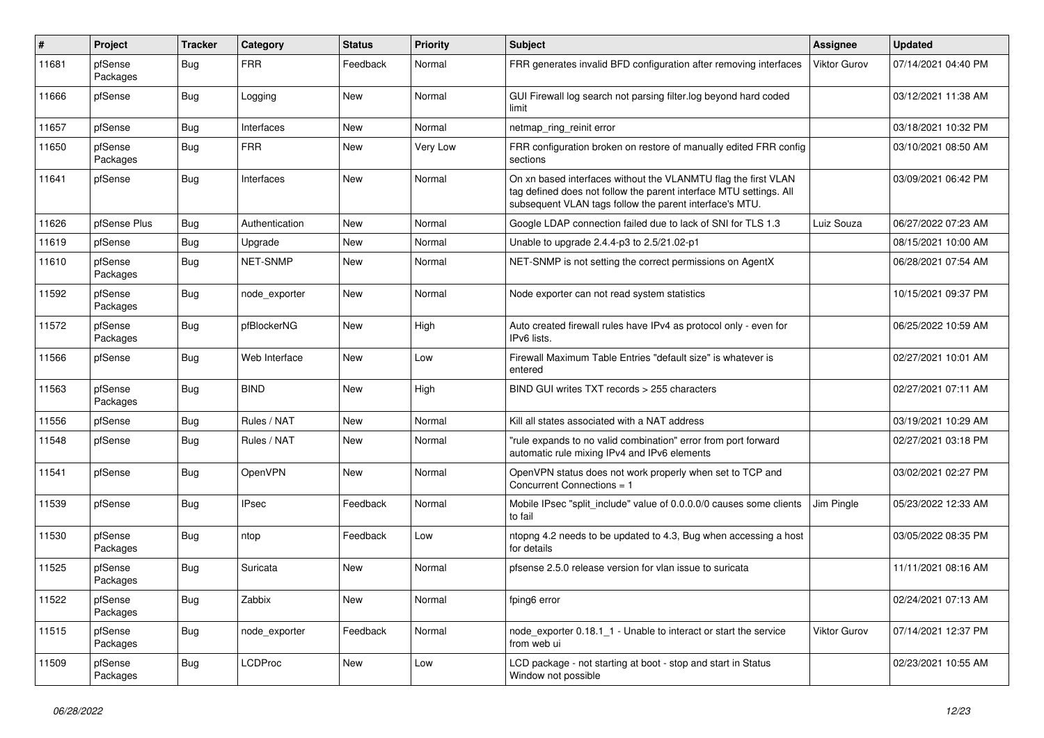| # | Project | Tracker | Category | Status | Priority | Subject | Assignee | Updated |
|---|---|---|---|---|---|---|---|---|
| 11681 | pfSense Packages | Bug | FRR | Feedback | Normal | FRR generates invalid BFD configuration after removing interfaces | Viktor Gurov | 07/14/2021 04:40 PM |
| 11666 | pfSense | Bug | Logging | New | Normal | GUI Firewall log search not parsing filter.log beyond hard coded limit | | 03/12/2021 11:38 AM |
| 11657 | pfSense | Bug | Interfaces | New | Normal | netmap_ring_reinit error | | 03/18/2021 10:32 PM |
| 11650 | pfSense Packages | Bug | FRR | New | Very Low | FRR configuration broken on restore of manually edited FRR config sections | | 03/10/2021 08:50 AM |
| 11641 | pfSense | Bug | Interfaces | New | Normal | On xn based interfaces without the VLANMTU flag the first VLAN tag defined does not follow the parent interface MTU settings. All subsequent VLAN tags follow the parent interface's MTU. | | 03/09/2021 06:42 PM |
| 11626 | pfSense Plus | Bug | Authentication | New | Normal | Google LDAP connection failed due to lack of SNI for TLS 1.3 | Luiz Souza | 06/27/2022 07:23 AM |
| 11619 | pfSense | Bug | Upgrade | New | Normal | Unable to upgrade 2.4.4-p3 to 2.5/21.02-p1 | | 08/15/2021 10:00 AM |
| 11610 | pfSense Packages | Bug | NET-SNMP | New | Normal | NET-SNMP is not setting the correct permissions on AgentX | | 06/28/2021 07:54 AM |
| 11592 | pfSense Packages | Bug | node_exporter | New | Normal | Node exporter can not read system statistics | | 10/15/2021 09:37 PM |
| 11572 | pfSense Packages | Bug | pfBlockerNG | New | High | Auto created firewall rules have IPv4 as protocol only - even for IPv6 lists. | | 06/25/2022 10:59 AM |
| 11566 | pfSense | Bug | Web Interface | New | Low | Firewall Maximum Table Entries "default size" is whatever is entered | | 02/27/2021 10:01 AM |
| 11563 | pfSense Packages | Bug | BIND | New | High | BIND GUI writes TXT records > 255 characters | | 02/27/2021 07:11 AM |
| 11556 | pfSense | Bug | Rules / NAT | New | Normal | Kill all states associated with a NAT address | | 03/19/2021 10:29 AM |
| 11548 | pfSense | Bug | Rules / NAT | New | Normal | "rule expands to no valid combination" error from port forward automatic rule mixing IPv4 and IPv6 elements | | 02/27/2021 03:18 PM |
| 11541 | pfSense | Bug | OpenVPN | New | Normal | OpenVPN status does not work properly when set to TCP and Concurrent Connections = 1 | | 03/02/2021 02:27 PM |
| 11539 | pfSense | Bug | IPsec | Feedback | Normal | Mobile IPsec "split_include" value of 0.0.0.0/0 causes some clients to fail | Jim Pingle | 05/23/2022 12:33 AM |
| 11530 | pfSense Packages | Bug | ntop | Feedback | Low | ntopng 4.2 needs to be updated to 4.3, Bug when accessing a host for details | | 03/05/2022 08:35 PM |
| 11525 | pfSense Packages | Bug | Suricata | New | Normal | pfsense 2.5.0 release version for vlan issue to suricata | | 11/11/2021 08:16 AM |
| 11522 | pfSense Packages | Bug | Zabbix | New | Normal | fping6 error | | 02/24/2021 07:13 AM |
| 11515 | pfSense Packages | Bug | node_exporter | Feedback | Normal | node_exporter 0.18.1_1 - Unable to interact or start the service from web ui | Viktor Gurov | 07/14/2021 12:37 PM |
| 11509 | pfSense Packages | Bug | LCDProc | New | Low | LCD package - not starting at boot - stop and start in Status Window not possible | | 02/23/2021 10:55 AM |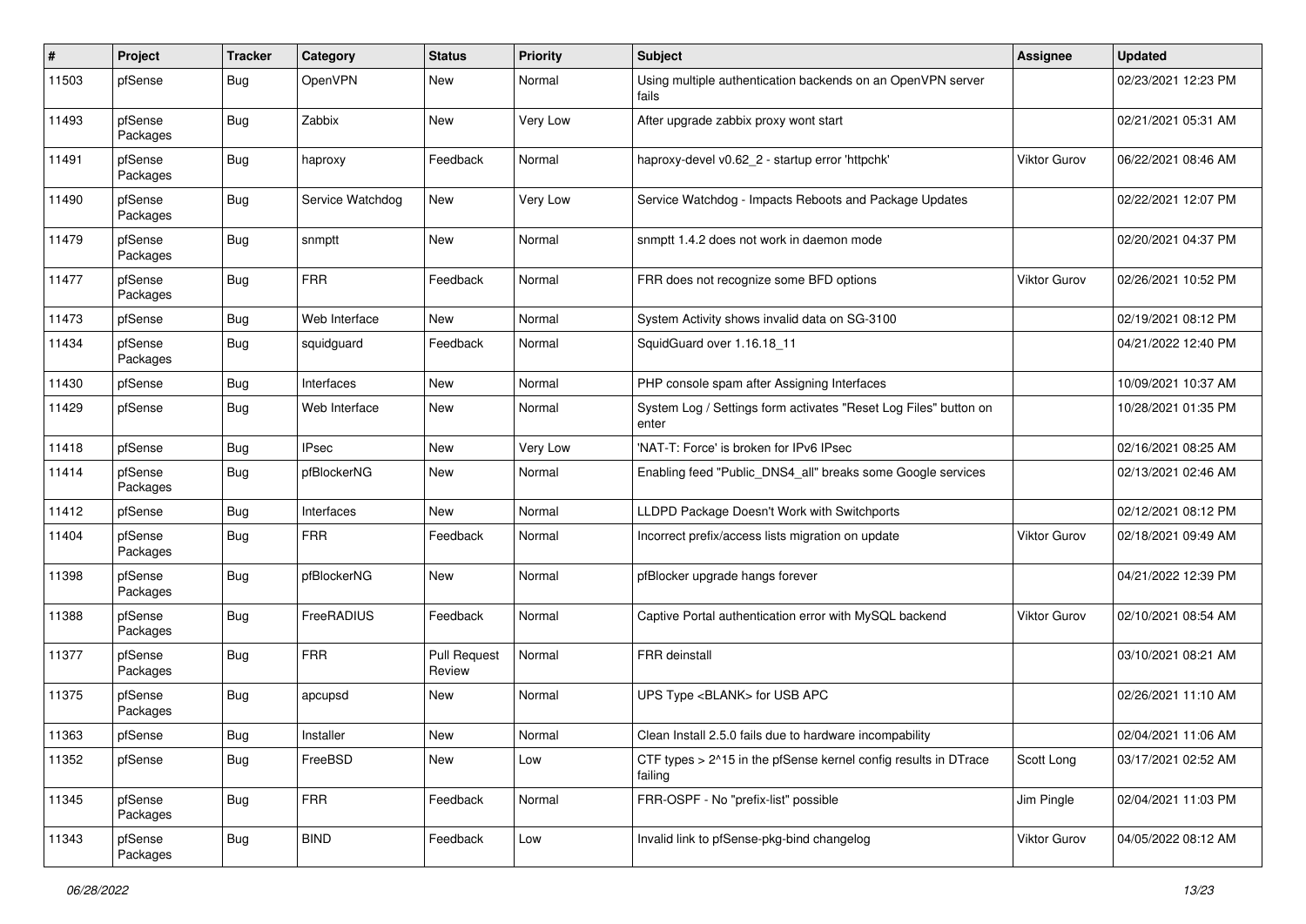| # | Project | Tracker | Category | Status | Priority | Subject | Assignee | Updated |
|---|---|---|---|---|---|---|---|---|
| 11503 | pfSense | Bug | OpenVPN | New | Normal | Using multiple authentication backends on an OpenVPN server fails | | 02/23/2021 12:23 PM |
| 11493 | pfSense Packages | Bug | Zabbix | New | Very Low | After upgrade zabbix proxy wont start | | 02/21/2021 05:31 AM |
| 11491 | pfSense Packages | Bug | haproxy | Feedback | Normal | haproxy-devel v0.62_2 - startup error 'httpchk' | Viktor Gurov | 06/22/2021 08:46 AM |
| 11490 | pfSense Packages | Bug | Service Watchdog | New | Very Low | Service Watchdog - Impacts Reboots and Package Updates | | 02/22/2021 12:07 PM |
| 11479 | pfSense Packages | Bug | snmptt | New | Normal | snmptt 1.4.2 does not work in daemon mode | | 02/20/2021 04:37 PM |
| 11477 | pfSense Packages | Bug | FRR | Feedback | Normal | FRR does not recognize some BFD options | Viktor Gurov | 02/26/2021 10:52 PM |
| 11473 | pfSense | Bug | Web Interface | New | Normal | System Activity shows invalid data on SG-3100 | | 02/19/2021 08:12 PM |
| 11434 | pfSense Packages | Bug | squidguard | Feedback | Normal | SquidGuard over 1.16.18_11 | | 04/21/2022 12:40 PM |
| 11430 | pfSense | Bug | Interfaces | New | Normal | PHP console spam after Assigning Interfaces | | 10/09/2021 10:37 AM |
| 11429 | pfSense | Bug | Web Interface | New | Normal | System Log / Settings form activates "Reset Log Files" button on enter | | 10/28/2021 01:35 PM |
| 11418 | pfSense | Bug | IPsec | New | Very Low | 'NAT-T: Force' is broken for IPv6 IPsec | | 02/16/2021 08:25 AM |
| 11414 | pfSense Packages | Bug | pfBlockerNG | New | Normal | Enabling feed "Public_DNS4_all" breaks some Google services | | 02/13/2021 02:46 AM |
| 11412 | pfSense | Bug | Interfaces | New | Normal | LLDPD Package Doesn't Work with Switchports | | 02/12/2021 08:12 PM |
| 11404 | pfSense Packages | Bug | FRR | Feedback | Normal | Incorrect prefix/access lists migration on update | Viktor Gurov | 02/18/2021 09:49 AM |
| 11398 | pfSense Packages | Bug | pfBlockerNG | New | Normal | pfBlocker upgrade hangs forever | | 04/21/2022 12:39 PM |
| 11388 | pfSense Packages | Bug | FreeRADIUS | Feedback | Normal | Captive Portal authentication error with MySQL backend | Viktor Gurov | 02/10/2021 08:54 AM |
| 11377 | pfSense Packages | Bug | FRR | Pull Request Review | Normal | FRR deinstall | | 03/10/2021 08:21 AM |
| 11375 | pfSense Packages | Bug | apcupsd | New | Normal | UPS Type <BLANK> for USB APC | | 02/26/2021 11:10 AM |
| 11363 | pfSense | Bug | Installer | New | Normal | Clean Install 2.5.0 fails due to hardware incompability | | 02/04/2021 11:06 AM |
| 11352 | pfSense | Bug | FreeBSD | New | Low | CTF types > 2^15 in the pfSense kernel config results in DTrace failing | Scott Long | 03/17/2021 02:52 AM |
| 11345 | pfSense Packages | Bug | FRR | Feedback | Normal | FRR-OSPF - No "prefix-list" possible | Jim Pingle | 02/04/2021 11:03 PM |
| 11343 | pfSense Packages | Bug | BIND | Feedback | Low | Invalid link to pfSense-pkg-bind changelog | Viktor Gurov | 04/05/2022 08:12 AM |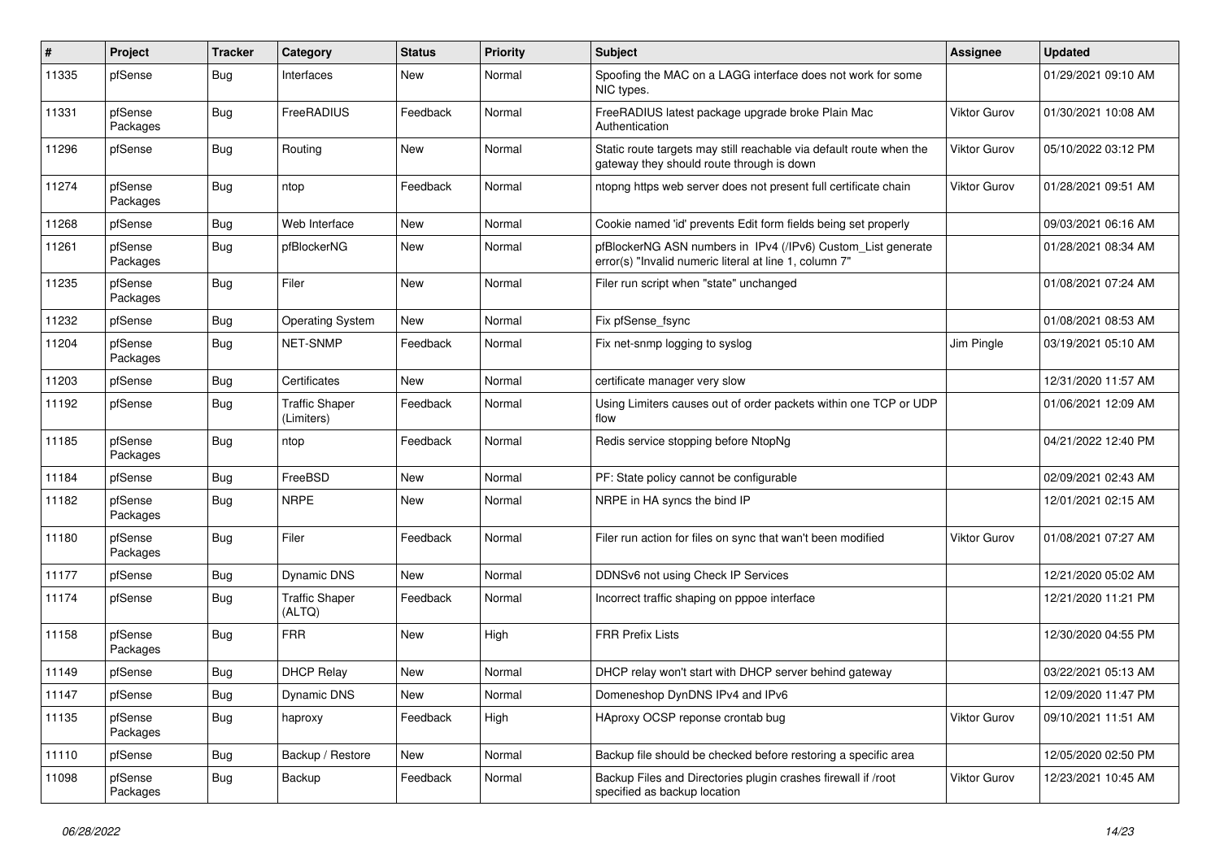| # | Project | Tracker | Category | Status | Priority | Subject | Assignee | Updated |
|---|---|---|---|---|---|---|---|---|
| 11335 | pfSense | Bug | Interfaces | New | Normal | Spoofing the MAC on a LAGG interface does not work for some NIC types. | | 01/29/2021 09:10 AM |
| 11331 | pfSense Packages | Bug | FreeRADIUS | Feedback | Normal | FreeRADIUS latest package upgrade broke Plain Mac Authentication | Viktor Gurov | 01/30/2021 10:08 AM |
| 11296 | pfSense | Bug | Routing | New | Normal | Static route targets may still reachable via default route when the gateway they should route through is down | Viktor Gurov | 05/10/2022 03:12 PM |
| 11274 | pfSense Packages | Bug | ntop | Feedback | Normal | ntopng https web server does not present full certificate chain | Viktor Gurov | 01/28/2021 09:51 AM |
| 11268 | pfSense | Bug | Web Interface | New | Normal | Cookie named 'id' prevents Edit form fields being set properly | | 09/03/2021 06:16 AM |
| 11261 | pfSense Packages | Bug | pfBlockerNG | New | Normal | pfBlockerNG ASN numbers in IPv4 (/IPv6) Custom_List generate error(s) "Invalid numeric literal at line 1, column 7" | | 01/28/2021 08:34 AM |
| 11235 | pfSense Packages | Bug | Filer | New | Normal | Filer run script when "state" unchanged | | 01/08/2021 07:24 AM |
| 11232 | pfSense | Bug | Operating System | New | Normal | Fix pfSense_fsync | | 01/08/2021 08:53 AM |
| 11204 | pfSense Packages | Bug | NET-SNMP | Feedback | Normal | Fix net-snmp logging to syslog | Jim Pingle | 03/19/2021 05:10 AM |
| 11203 | pfSense | Bug | Certificates | New | Normal | certificate manager very slow | | 12/31/2020 11:57 AM |
| 11192 | pfSense | Bug | Traffic Shaper (Limiters) | Feedback | Normal | Using Limiters causes out of order packets within one TCP or UDP flow | | 01/06/2021 12:09 AM |
| 11185 | pfSense Packages | Bug | ntop | Feedback | Normal | Redis service stopping before NtopNg | | 04/21/2022 12:40 PM |
| 11184 | pfSense | Bug | FreeBSD | New | Normal | PF: State policy cannot be configurable | | 02/09/2021 02:43 AM |
| 11182 | pfSense Packages | Bug | NRPE | New | Normal | NRPE in HA syncs the bind IP | | 12/01/2021 02:15 AM |
| 11180 | pfSense Packages | Bug | Filer | Feedback | Normal | Filer run action for files on sync that wan't been modified | Viktor Gurov | 01/08/2021 07:27 AM |
| 11177 | pfSense | Bug | Dynamic DNS | New | Normal | DDNSv6 not using Check IP Services | | 12/21/2020 05:02 AM |
| 11174 | pfSense | Bug | Traffic Shaper (ALTQ) | Feedback | Normal | Incorrect traffic shaping on pppoe interface | | 12/21/2020 11:21 PM |
| 11158 | pfSense Packages | Bug | FRR | New | High | FRR Prefix Lists | | 12/30/2020 04:55 PM |
| 11149 | pfSense | Bug | DHCP Relay | New | Normal | DHCP relay won't start with DHCP server behind gateway | | 03/22/2021 05:13 AM |
| 11147 | pfSense | Bug | Dynamic DNS | New | Normal | Domeneshop DynDNS IPv4 and IPv6 | | 12/09/2020 11:47 PM |
| 11135 | pfSense Packages | Bug | haproxy | Feedback | High | HAproxy OCSP reponse crontab bug | Viktor Gurov | 09/10/2021 11:51 AM |
| 11110 | pfSense | Bug | Backup / Restore | New | Normal | Backup file should be checked before restoring a specific area | | 12/05/2020 02:50 PM |
| 11098 | pfSense Packages | Bug | Backup | Feedback | Normal | Backup Files and Directories plugin crashes firewall if /root specified as backup location | Viktor Gurov | 12/23/2021 10:45 AM |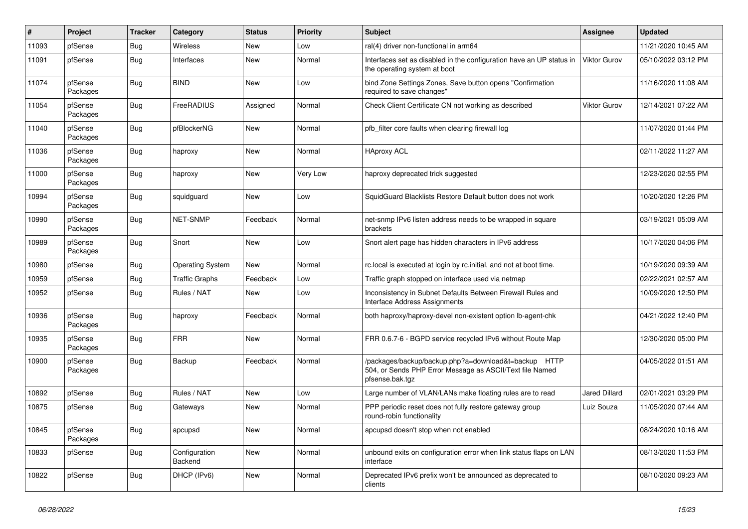| # | Project | Tracker | Category | Status | Priority | Subject | Assignee | Updated |
|---|---|---|---|---|---|---|---|---|
| 11093 | pfSense | Bug | Wireless | New | Low | ral(4) driver non-functional in arm64 | | 11/21/2020 10:45 AM |
| 11091 | pfSense | Bug | Interfaces | New | Normal | Interfaces set as disabled in the configuration have an UP status in the operating system at boot | Viktor Gurov | 05/10/2022 03:12 PM |
| 11074 | pfSense Packages | Bug | BIND | New | Low | bind Zone Settings Zones, Save button opens "Confirmation required to save changes" | | 11/16/2020 11:08 AM |
| 11054 | pfSense Packages | Bug | FreeRADIUS | Assigned | Normal | Check Client Certificate CN not working as described | Viktor Gurov | 12/14/2021 07:22 AM |
| 11040 | pfSense Packages | Bug | pfBlockerNG | New | Normal | pfb_filter core faults when clearing firewall log | | 11/07/2020 01:44 PM |
| 11036 | pfSense Packages | Bug | haproxy | New | Normal | HAproxy ACL | | 02/11/2022 11:27 AM |
| 11000 | pfSense Packages | Bug | haproxy | New | Very Low | haproxy deprecated trick suggested | | 12/23/2020 02:55 PM |
| 10994 | pfSense Packages | Bug | squidguard | New | Low | SquidGuard Blacklists Restore Default button does not work | | 10/20/2020 12:26 PM |
| 10990 | pfSense Packages | Bug | NET-SNMP | Feedback | Normal | net-snmp IPv6 listen address needs to be wrapped in square brackets | | 03/19/2021 05:09 AM |
| 10989 | pfSense Packages | Bug | Snort | New | Low | Snort alert page has hidden characters in IPv6 address | | 10/17/2020 04:06 PM |
| 10980 | pfSense | Bug | Operating System | New | Normal | rc.local is executed at login by rc.initial, and not at boot time. | | 10/19/2020 09:39 AM |
| 10959 | pfSense | Bug | Traffic Graphs | Feedback | Low | Traffic graph stopped on interface used via netmap | | 02/22/2021 02:57 AM |
| 10952 | pfSense | Bug | Rules / NAT | New | Low | Inconsistency in Subnet Defaults Between Firewall Rules and Interface Address Assignments | | 10/09/2020 12:50 PM |
| 10936 | pfSense Packages | Bug | haproxy | Feedback | Normal | both haproxy/haproxy-devel non-existent option lb-agent-chk | | 04/21/2022 12:40 PM |
| 10935 | pfSense Packages | Bug | FRR | New | Normal | FRR 0.6.7-6 - BGPD service recycled IPv6 without Route Map | | 12/30/2020 05:00 PM |
| 10900 | pfSense Packages | Bug | Backup | Feedback | Normal | /packages/backup/backup.php?a=download&t=backup HTTP 504, or Sends PHP Error Message as ASCII/Text file Named pfsense.bak.tgz | | 04/05/2022 01:51 AM |
| 10892 | pfSense | Bug | Rules / NAT | New | Low | Large number of VLAN/LANs make floating rules are to read | Jared Dillard | 02/01/2021 03:29 PM |
| 10875 | pfSense | Bug | Gateways | New | Normal | PPP periodic reset does not fully restore gateway group round-robin functionality | Luiz Souza | 11/05/2020 07:44 AM |
| 10845 | pfSense Packages | Bug | apcupsd | New | Normal | apcupsd doesn't stop when not enabled | | 08/24/2020 10:16 AM |
| 10833 | pfSense | Bug | Configuration Backend | New | Normal | unbound exits on configuration error when link status flaps on LAN interface | | 08/13/2020 11:53 PM |
| 10822 | pfSense | Bug | DHCP (IPv6) | New | Normal | Deprecated IPv6 prefix won't be announced as deprecated to clients | | 08/10/2020 09:23 AM |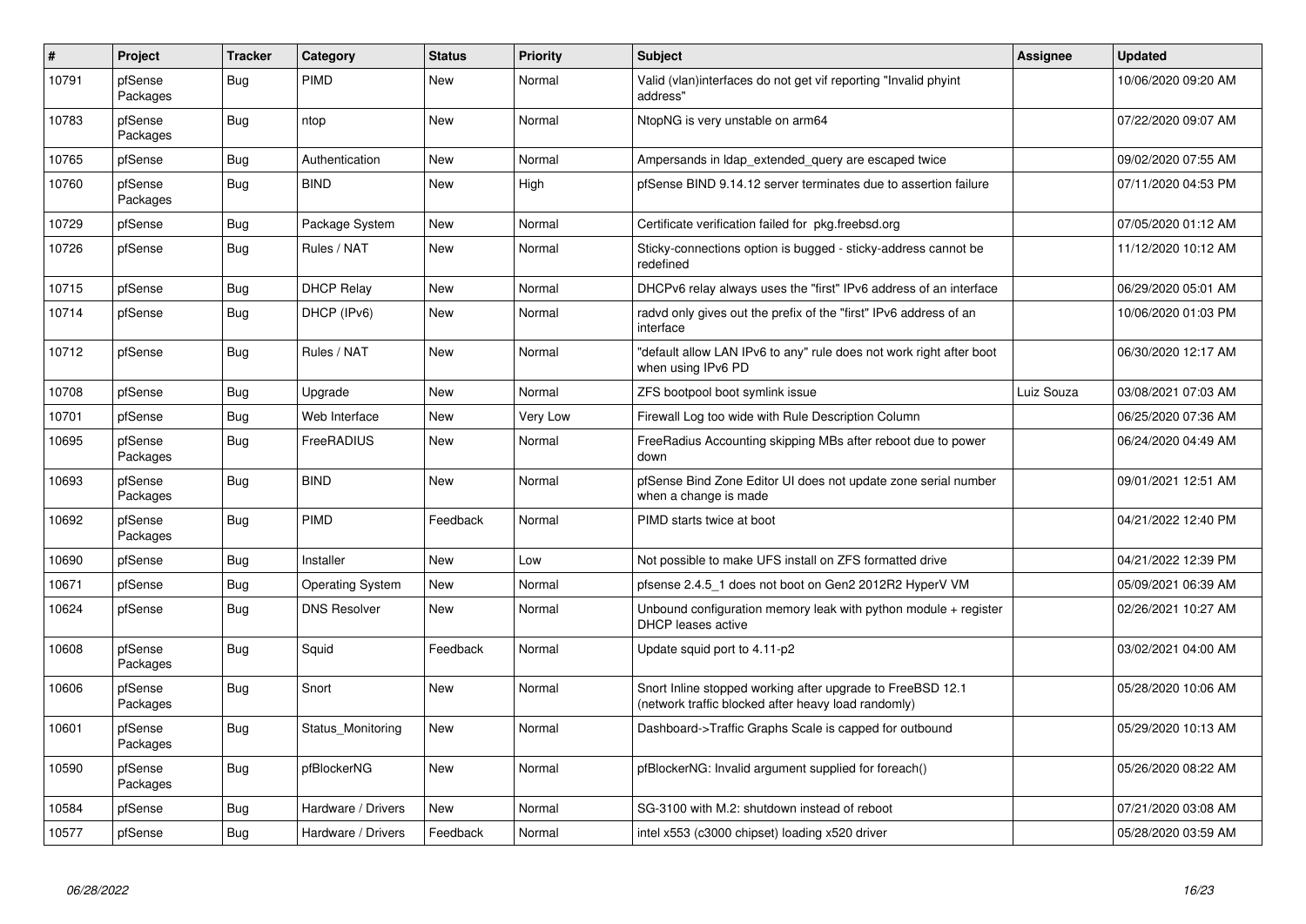| # | Project | Tracker | Category | Status | Priority | Subject | Assignee | Updated |
|---|---|---|---|---|---|---|---|---|
| 10791 | pfSense Packages | Bug | PIMD | New | Normal | Valid (vlan)interfaces do not get vif reporting "Invalid phyint address" | | 10/06/2020 09:20 AM |
| 10783 | pfSense Packages | Bug | ntop | New | Normal | NtopNG is very unstable on arm64 | | 07/22/2020 09:07 AM |
| 10765 | pfSense | Bug | Authentication | New | Normal | Ampersands in ldap_extended_query are escaped twice | | 09/02/2020 07:55 AM |
| 10760 | pfSense Packages | Bug | BIND | New | High | pfSense BIND 9.14.12 server terminates due to assertion failure | | 07/11/2020 04:53 PM |
| 10729 | pfSense | Bug | Package System | New | Normal | Certificate verification failed for pkg.freebsd.org | | 07/05/2020 01:12 AM |
| 10726 | pfSense | Bug | Rules / NAT | New | Normal | Sticky-connections option is bugged - sticky-address cannot be redefined | | 11/12/2020 10:12 AM |
| 10715 | pfSense | Bug | DHCP Relay | New | Normal | DHCPv6 relay always uses the "first" IPv6 address of an interface | | 06/29/2020 05:01 AM |
| 10714 | pfSense | Bug | DHCP (IPv6) | New | Normal | radvd only gives out the prefix of the "first" IPv6 address of an interface | | 10/06/2020 01:03 PM |
| 10712 | pfSense | Bug | Rules / NAT | New | Normal | "default allow LAN IPv6 to any" rule does not work right after boot when using IPv6 PD | | 06/30/2020 12:17 AM |
| 10708 | pfSense | Bug | Upgrade | New | Normal | ZFS bootpool boot symlink issue | Luiz Souza | 03/08/2021 07:03 AM |
| 10701 | pfSense | Bug | Web Interface | New | Very Low | Firewall Log too wide with Rule Description Column | | 06/25/2020 07:36 AM |
| 10695 | pfSense Packages | Bug | FreeRADIUS | New | Normal | FreeRadius Accounting skipping MBs after reboot due to power down | | 06/24/2020 04:49 AM |
| 10693 | pfSense Packages | Bug | BIND | New | Normal | pfSense Bind Zone Editor UI does not update zone serial number when a change is made | | 09/01/2021 12:51 AM |
| 10692 | pfSense Packages | Bug | PIMD | Feedback | Normal | PIMD starts twice at boot | | 04/21/2022 12:40 PM |
| 10690 | pfSense | Bug | Installer | New | Low | Not possible to make UFS install on ZFS formatted drive | | 04/21/2022 12:39 PM |
| 10671 | pfSense | Bug | Operating System | New | Normal | pfsense 2.4.5_1 does not boot on Gen2 2012R2 HyperV VM | | 05/09/2021 06:39 AM |
| 10624 | pfSense | Bug | DNS Resolver | New | Normal | Unbound configuration memory leak with python module + register DHCP leases active | | 02/26/2021 10:27 AM |
| 10608 | pfSense Packages | Bug | Squid | Feedback | Normal | Update squid port to 4.11-p2 | | 03/02/2021 04:00 AM |
| 10606 | pfSense Packages | Bug | Snort | New | Normal | Snort Inline stopped working after upgrade to FreeBSD 12.1 (network traffic blocked after heavy load randomly) | | 05/28/2020 10:06 AM |
| 10601 | pfSense Packages | Bug | Status_Monitoring | New | Normal | Dashboard->Traffic Graphs Scale is capped for outbound | | 05/29/2020 10:13 AM |
| 10590 | pfSense Packages | Bug | pfBlockerNG | New | Normal | pfBlockerNG: Invalid argument supplied for foreach() | | 05/26/2020 08:22 AM |
| 10584 | pfSense | Bug | Hardware / Drivers | New | Normal | SG-3100 with M.2: shutdown instead of reboot | | 07/21/2020 03:08 AM |
| 10577 | pfSense | Bug | Hardware / Drivers | Feedback | Normal | intel x553 (c3000 chipset) loading x520 driver | | 05/28/2020 03:59 AM |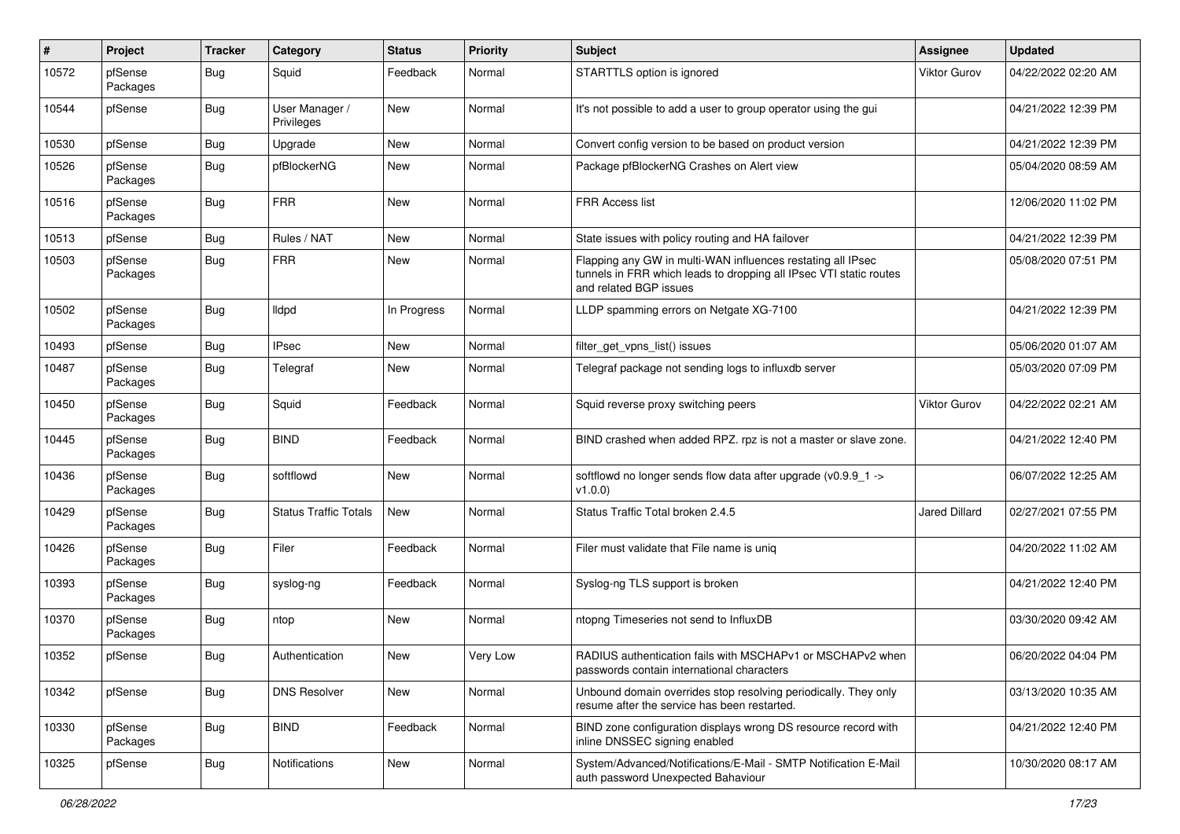| # | Project | Tracker | Category | Status | Priority | Subject | Assignee | Updated |
|---|---|---|---|---|---|---|---|---|
| 10572 | pfSense Packages | Bug | Squid | Feedback | Normal | STARTTLS option is ignored | Viktor Gurov | 04/22/2022 02:20 AM |
| 10544 | pfSense | Bug | User Manager / Privileges | New | Normal | It's not possible to add a user to group operator using the gui | | 04/21/2022 12:39 PM |
| 10530 | pfSense | Bug | Upgrade | New | Normal | Convert config version to be based on product version | | 04/21/2022 12:39 PM |
| 10526 | pfSense Packages | Bug | pfBlockerNG | New | Normal | Package pfBlockerNG Crashes on Alert view | | 05/04/2020 08:59 AM |
| 10516 | pfSense Packages | Bug | FRR | New | Normal | FRR Access list | | 12/06/2020 11:02 PM |
| 10513 | pfSense | Bug | Rules / NAT | New | Normal | State issues with policy routing and HA failover | | 04/21/2022 12:39 PM |
| 10503 | pfSense Packages | Bug | FRR | New | Normal | Flapping any GW in multi-WAN influences restating all IPsec tunnels in FRR which leads to dropping all IPsec VTI static routes and related BGP issues | | 05/08/2020 07:51 PM |
| 10502 | pfSense Packages | Bug | lldpd | In Progress | Normal | LLDP spamming errors on Netgate XG-7100 | | 04/21/2022 12:39 PM |
| 10493 | pfSense | Bug | IPsec | New | Normal | filter_get_vpns_list() issues | | 05/06/2020 01:07 AM |
| 10487 | pfSense Packages | Bug | Telegraf | New | Normal | Telegraf package not sending logs to influxdb server | | 05/03/2020 07:09 PM |
| 10450 | pfSense Packages | Bug | Squid | Feedback | Normal | Squid reverse proxy switching peers | Viktor Gurov | 04/22/2022 02:21 AM |
| 10445 | pfSense Packages | Bug | BIND | Feedback | Normal | BIND crashed when added RPZ. rpz is not a master or slave zone. | | 04/21/2022 12:40 PM |
| 10436 | pfSense Packages | Bug | softflowd | New | Normal | softflowd no longer sends flow data after upgrade (v0.9.9_1 -> v1.0.0) | | 06/07/2022 12:25 AM |
| 10429 | pfSense Packages | Bug | Status Traffic Totals | New | Normal | Status Traffic Total broken 2.4.5 | Jared Dillard | 02/27/2021 07:55 PM |
| 10426 | pfSense Packages | Bug | Filer | Feedback | Normal | Filer must validate that File name is uniq | | 04/20/2022 11:02 AM |
| 10393 | pfSense Packages | Bug | syslog-ng | Feedback | Normal | Syslog-ng TLS support is broken | | 04/21/2022 12:40 PM |
| 10370 | pfSense Packages | Bug | ntop | New | Normal | ntopng Timeseries not send to InfluxDB | | 03/30/2020 09:42 AM |
| 10352 | pfSense | Bug | Authentication | New | Very Low | RADIUS authentication fails with MSCHAPv1 or MSCHAPv2 when passwords contain international characters | | 06/20/2022 04:04 PM |
| 10342 | pfSense | Bug | DNS Resolver | New | Normal | Unbound domain overrides stop resolving periodically. They only resume after the service has been restarted. | | 03/13/2020 10:35 AM |
| 10330 | pfSense Packages | Bug | BIND | Feedback | Normal | BIND zone configuration displays wrong DS resource record with inline DNSSEC signing enabled | | 04/21/2022 12:40 PM |
| 10325 | pfSense | Bug | Notifications | New | Normal | System/Advanced/Notifications/E-Mail - SMTP Notification E-Mail auth password Unexpected Bahaviour | | 10/30/2020 08:17 AM |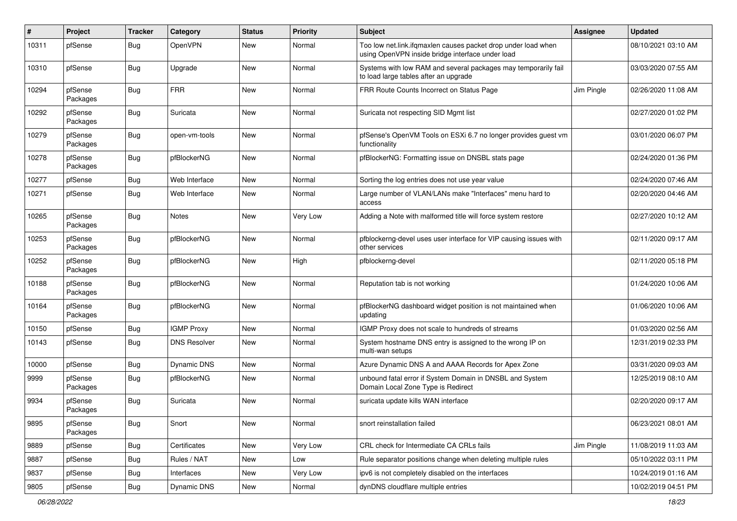| # | Project | Tracker | Category | Status | Priority | Subject | Assignee | Updated |
|---|---|---|---|---|---|---|---|---|
| 10311 | pfSense | Bug | OpenVPN | New | Normal | Too low net.link.ifqmaxlen causes packet drop under load when using OpenVPN inside bridge interface under load | | 08/10/2021 03:10 AM |
| 10310 | pfSense | Bug | Upgrade | New | Normal | Systems with low RAM and several packages may temporarily fail to load large tables after an upgrade | | 03/03/2020 07:55 AM |
| 10294 | pfSense Packages | Bug | FRR | New | Normal | FRR Route Counts Incorrect on Status Page | Jim Pingle | 02/26/2020 11:08 AM |
| 10292 | pfSense Packages | Bug | Suricata | New | Normal | Suricata not respecting SID Mgmt list | | 02/27/2020 01:02 PM |
| 10279 | pfSense Packages | Bug | open-vm-tools | New | Normal | pfSense's OpenVM Tools on ESXi 6.7 no longer provides guest vm functionality | | 03/01/2020 06:07 PM |
| 10278 | pfSense Packages | Bug | pfBlockerNG | New | Normal | pfBlockerNG: Formatting issue on DNSBL stats page | | 02/24/2020 01:36 PM |
| 10277 | pfSense | Bug | Web Interface | New | Normal | Sorting the log entries does not use year value | | 02/24/2020 07:46 AM |
| 10271 | pfSense | Bug | Web Interface | New | Normal | Large number of VLAN/LANs make "Interfaces" menu hard to access | | 02/20/2020 04:46 AM |
| 10265 | pfSense Packages | Bug | Notes | New | Very Low | Adding a Note with malformed title will force system restore | | 02/27/2020 10:12 AM |
| 10253 | pfSense Packages | Bug | pfBlockerNG | New | Normal | pfblockerng-devel uses user interface for VIP causing issues with other services | | 02/11/2020 09:17 AM |
| 10252 | pfSense Packages | Bug | pfBlockerNG | New | High | pfblockerng-devel | | 02/11/2020 05:18 PM |
| 10188 | pfSense Packages | Bug | pfBlockerNG | New | Normal | Reputation tab is not working | | 01/24/2020 10:06 AM |
| 10164 | pfSense Packages | Bug | pfBlockerNG | New | Normal | pfBlockerNG dashboard widget position is not maintained when updating | | 01/06/2020 10:06 AM |
| 10150 | pfSense | Bug | IGMP Proxy | New | Normal | IGMP Proxy does not scale to hundreds of streams | | 01/03/2020 02:56 AM |
| 10143 | pfSense | Bug | DNS Resolver | New | Normal | System hostname DNS entry is assigned to the wrong IP on multi-wan setups | | 12/31/2019 02:33 PM |
| 10000 | pfSense | Bug | Dynamic DNS | New | Normal | Azure Dynamic DNS A and AAAA Records for Apex Zone | | 03/31/2020 09:03 AM |
| 9999 | pfSense Packages | Bug | pfBlockerNG | New | Normal | unbound fatal error if System Domain in DNSBL and System Domain Local Zone Type is Redirect | | 12/25/2019 08:10 AM |
| 9934 | pfSense Packages | Bug | Suricata | New | Normal | suricata update kills WAN interface | | 02/20/2020 09:17 AM |
| 9895 | pfSense Packages | Bug | Snort | New | Normal | snort reinstallation failed | | 06/23/2021 08:01 AM |
| 9889 | pfSense | Bug | Certificates | New | Very Low | CRL check for Intermediate CA CRLs fails | Jim Pingle | 11/08/2019 11:03 AM |
| 9887 | pfSense | Bug | Rules / NAT | New | Low | Rule separator positions change when deleting multiple rules | | 05/10/2022 03:11 PM |
| 9837 | pfSense | Bug | Interfaces | New | Very Low | ipv6 is not completely disabled on the interfaces | | 10/24/2019 01:16 AM |
| 9805 | pfSense | Bug | Dynamic DNS | New | Normal | dynDNS cloudflare multiple entries | | 10/02/2019 04:51 PM |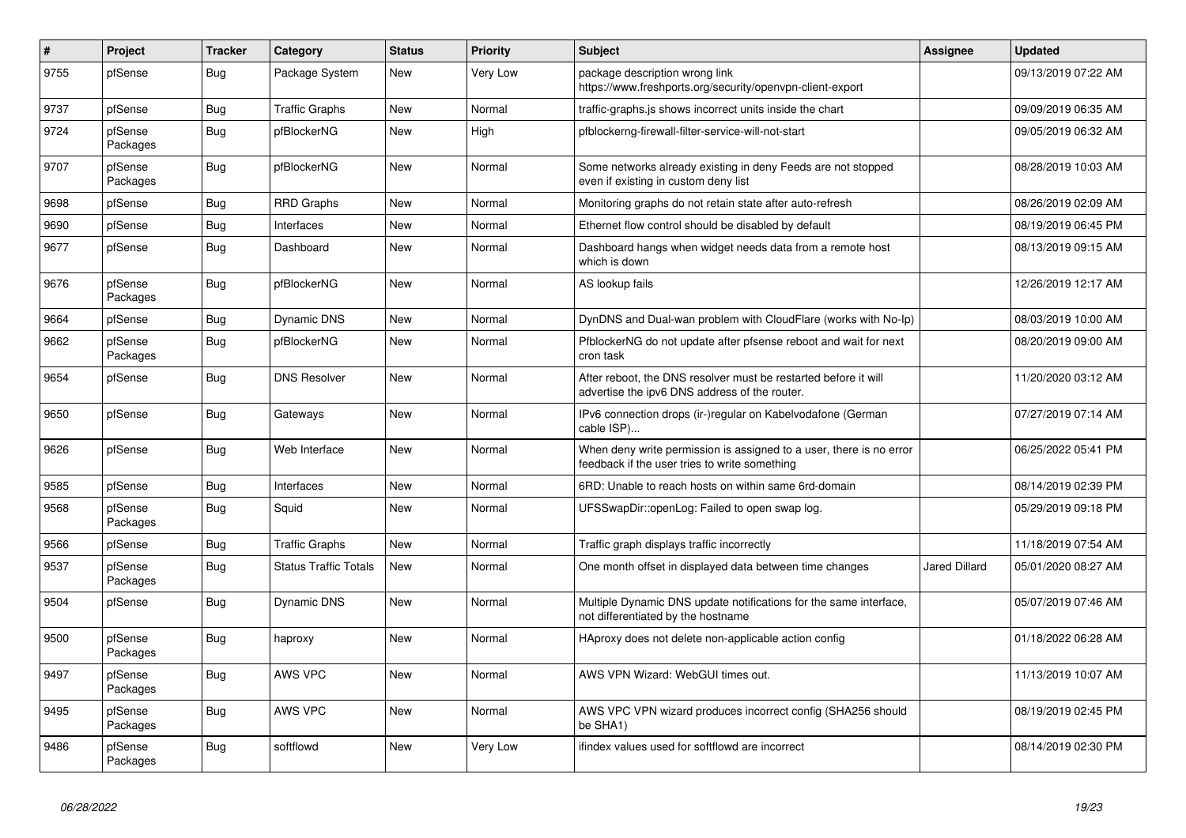| # | Project | Tracker | Category | Status | Priority | Subject | Assignee | Updated |
|---|---|---|---|---|---|---|---|---|
| 9755 | pfSense | Bug | Package System | New | Very Low | package description wrong link https://www.freshports.org/security/openvpn-client-export | | 09/13/2019 07:22 AM |
| 9737 | pfSense | Bug | Traffic Graphs | New | Normal | traffic-graphs.js shows incorrect units inside the chart | | 09/09/2019 06:35 AM |
| 9724 | pfSense Packages | Bug | pfBlockerNG | New | High | pfblockerng-firewall-filter-service-will-not-start | | 09/05/2019 06:32 AM |
| 9707 | pfSense Packages | Bug | pfBlockerNG | New | Normal | Some networks already existing in deny Feeds are not stopped even if existing in custom deny list | | 08/28/2019 10:03 AM |
| 9698 | pfSense | Bug | RRD Graphs | New | Normal | Monitoring graphs do not retain state after auto-refresh | | 08/26/2019 02:09 AM |
| 9690 | pfSense | Bug | Interfaces | New | Normal | Ethernet flow control should be disabled by default | | 08/19/2019 06:45 PM |
| 9677 | pfSense | Bug | Dashboard | New | Normal | Dashboard hangs when widget needs data from a remote host which is down | | 08/13/2019 09:15 AM |
| 9676 | pfSense Packages | Bug | pfBlockerNG | New | Normal | AS lookup fails | | 12/26/2019 12:17 AM |
| 9664 | pfSense | Bug | Dynamic DNS | New | Normal | DynDNS and Dual-wan problem with CloudFlare (works with No-Ip) | | 08/03/2019 10:00 AM |
| 9662 | pfSense Packages | Bug | pfBlockerNG | New | Normal | PfblockerNG do not update after pfsense reboot and wait for next cron task | | 08/20/2019 09:00 AM |
| 9654 | pfSense | Bug | DNS Resolver | New | Normal | After reboot, the DNS resolver must be restarted before it will advertise the ipv6 DNS address of the router. | | 11/20/2020 03:12 AM |
| 9650 | pfSense | Bug | Gateways | New | Normal | IPv6 connection drops (ir-)regular on Kabelvodafone (German cable ISP)... | | 07/27/2019 07:14 AM |
| 9626 | pfSense | Bug | Web Interface | New | Normal | When deny write permission is assigned to a user, there is no error feedback if the user tries to write something | | 06/25/2022 05:41 PM |
| 9585 | pfSense | Bug | Interfaces | New | Normal | 6RD: Unable to reach hosts on within same 6rd-domain | | 08/14/2019 02:39 PM |
| 9568 | pfSense Packages | Bug | Squid | New | Normal | UFSSwapDir::openLog: Failed to open swap log. | | 05/29/2019 09:18 PM |
| 9566 | pfSense | Bug | Traffic Graphs | New | Normal | Traffic graph displays traffic incorrectly | | 11/18/2019 07:54 AM |
| 9537 | pfSense Packages | Bug | Status Traffic Totals | New | Normal | One month offset in displayed data between time changes | Jared Dillard | 05/01/2020 08:27 AM |
| 9504 | pfSense | Bug | Dynamic DNS | New | Normal | Multiple Dynamic DNS update notifications for the same interface, not differentiated by the hostname | | 05/07/2019 07:46 AM |
| 9500 | pfSense Packages | Bug | haproxy | New | Normal | HAproxy does not delete non-applicable action config | | 01/18/2022 06:28 AM |
| 9497 | pfSense Packages | Bug | AWS VPC | New | Normal | AWS VPN Wizard: WebGUI times out. | | 11/13/2019 10:07 AM |
| 9495 | pfSense Packages | Bug | AWS VPC | New | Normal | AWS VPC VPN wizard produces incorrect config (SHA256 should be SHA1) | | 08/19/2019 02:45 PM |
| 9486 | pfSense Packages | Bug | softflowd | New | Very Low | ifindex values used for softflowd are incorrect | | 08/14/2019 02:30 PM |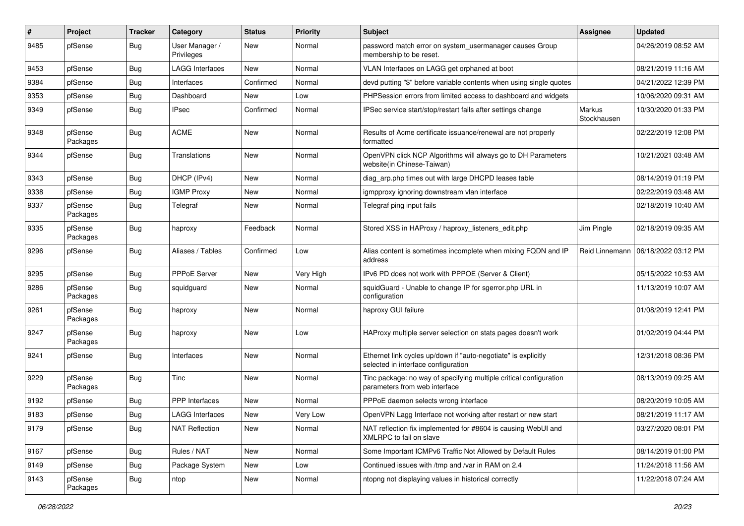| # | Project | Tracker | Category | Status | Priority | Subject | Assignee | Updated |
|---|---|---|---|---|---|---|---|---|
| 9485 | pfSense | Bug | User Manager / Privileges | New | Normal | password match error on system_usermanager causes Group membership to be reset. | | 04/26/2019 08:52 AM |
| 9453 | pfSense | Bug | LAGG Interfaces | New | Normal | VLAN Interfaces on LAGG get orphaned at boot | | 08/21/2019 11:16 AM |
| 9384 | pfSense | Bug | Interfaces | Confirmed | Normal | devd putting "$" before variable contents when using single quotes | | 04/21/2022 12:39 PM |
| 9353 | pfSense | Bug | Dashboard | New | Low | PHPSession errors from limited access to dashboard and widgets | | 10/06/2020 09:31 AM |
| 9349 | pfSense | Bug | IPsec | Confirmed | Normal | IPSec service start/stop/restart fails after settings change | Markus Stockhausen | 10/30/2020 01:33 PM |
| 9348 | pfSense Packages | Bug | ACME | New | Normal | Results of Acme certificate issuance/renewal are not properly formatted | | 02/22/2019 12:08 PM |
| 9344 | pfSense | Bug | Translations | New | Normal | OpenVPN click NCP Algorithms will always go to DH Parameters website(in Chinese-Taiwan) | | 10/21/2021 03:48 AM |
| 9343 | pfSense | Bug | DHCP (IPv4) | New | Normal | diag_arp.php times out with large DHCPD leases table | | 08/14/2019 01:19 PM |
| 9338 | pfSense | Bug | IGMP Proxy | New | Normal | igmpproxy ignoring downstream vlan interface | | 02/22/2019 03:48 AM |
| 9337 | pfSense Packages | Bug | Telegraf | New | Normal | Telegraf ping input fails | | 02/18/2019 10:40 AM |
| 9335 | pfSense Packages | Bug | haproxy | Feedback | Normal | Stored XSS in HAProxy / haproxy_listeners_edit.php | Jim Pingle | 02/18/2019 09:35 AM |
| 9296 | pfSense | Bug | Aliases / Tables | Confirmed | Low | Alias content is sometimes incomplete when mixing FQDN and IP address | Reid Linnemann | 06/18/2022 03:12 PM |
| 9295 | pfSense | Bug | PPPoE Server | New | Very High | IPv6 PD does not work with PPPOE (Server & Client) | | 05/15/2022 10:53 AM |
| 9286 | pfSense Packages | Bug | squidguard | New | Normal | squidGuard - Unable to change IP for sgerror.php URL in configuration | | 11/13/2019 10:07 AM |
| 9261 | pfSense Packages | Bug | haproxy | New | Normal | haproxy GUI failure | | 01/08/2019 12:41 PM |
| 9247 | pfSense Packages | Bug | haproxy | New | Low | HAProxy multiple server selection on stats pages doesn't work | | 01/02/2019 04:44 PM |
| 9241 | pfSense | Bug | Interfaces | New | Normal | Ethernet link cycles up/down if "auto-negotiate" is explicitly selected in interface configuration | | 12/31/2018 08:36 PM |
| 9229 | pfSense Packages | Bug | Tinc | New | Normal | Tinc package: no way of specifying multiple critical configuration parameters from web interface | | 08/13/2019 09:25 AM |
| 9192 | pfSense | Bug | PPP Interfaces | New | Normal | PPPoE daemon selects wrong interface | | 08/20/2019 10:05 AM |
| 9183 | pfSense | Bug | LAGG Interfaces | New | Very Low | OpenVPN Lagg Interface not working after restart or new start | | 08/21/2019 11:17 AM |
| 9179 | pfSense | Bug | NAT Reflection | New | Normal | NAT reflection fix implemented for #8604 is causing WebUI and XMLRPC to fail on slave | | 03/27/2020 08:01 PM |
| 9167 | pfSense | Bug | Rules / NAT | New | Normal | Some Important ICMPv6 Traffic Not Allowed by Default Rules | | 08/14/2019 01:00 PM |
| 9149 | pfSense | Bug | Package System | New | Low | Continued issues with /tmp and /var in RAM on 2.4 | | 11/24/2018 11:56 AM |
| 9143 | pfSense Packages | Bug | ntop | New | Normal | ntopng not displaying values in historical correctly | | 11/22/2018 07:24 AM |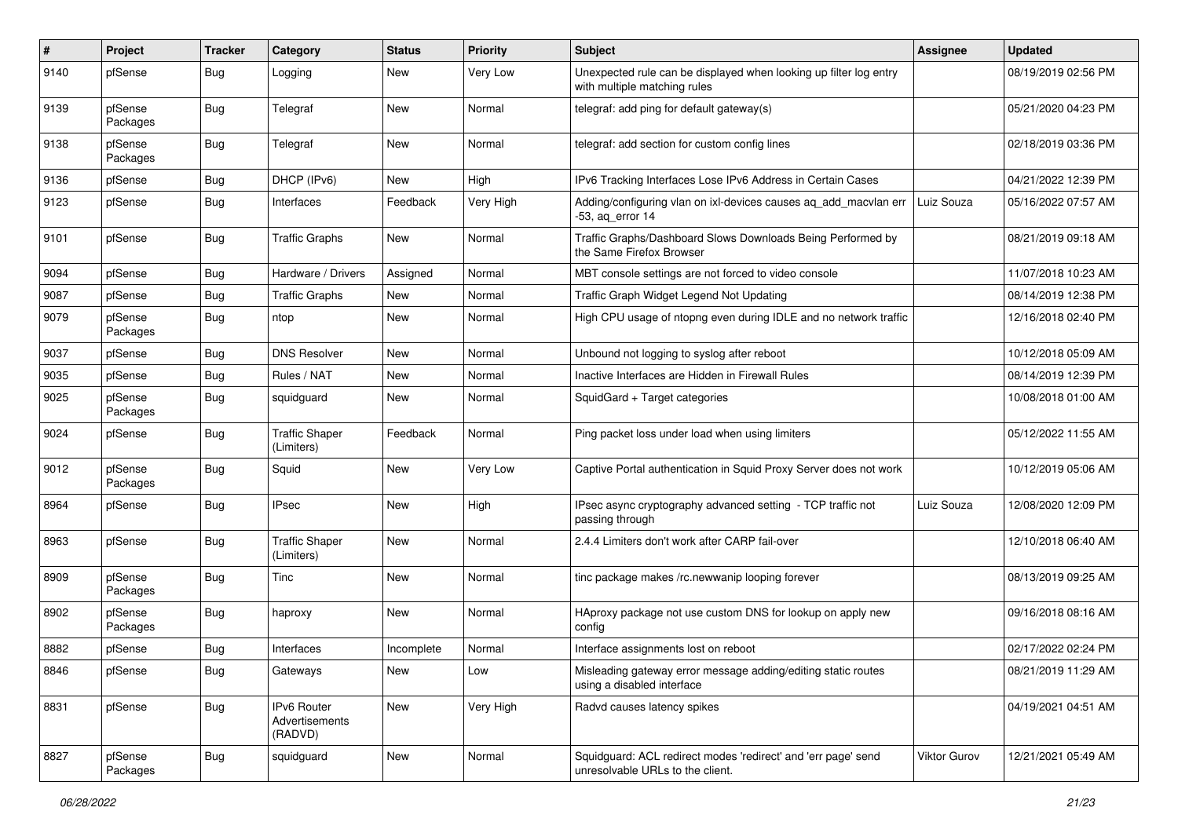| # | Project | Tracker | Category | Status | Priority | Subject | Assignee | Updated |
|---|---|---|---|---|---|---|---|---|
| 9140 | pfSense | Bug | Logging | New | Very Low | Unexpected rule can be displayed when looking up filter log entry with multiple matching rules | | 08/19/2019 02:56 PM |
| 9139 | pfSense Packages | Bug | Telegraf | New | Normal | telegraf: add ping for default gateway(s) | | 05/21/2020 04:23 PM |
| 9138 | pfSense Packages | Bug | Telegraf | New | Normal | telegraf: add section for custom config lines | | 02/18/2019 03:36 PM |
| 9136 | pfSense | Bug | DHCP (IPv6) | New | High | IPv6 Tracking Interfaces Lose IPv6 Address in Certain Cases | | 04/21/2022 12:39 PM |
| 9123 | pfSense | Bug | Interfaces | Feedback | Very High | Adding/configuring vlan on ixl-devices causes aq_add_macvlan err -53, aq_error 14 | Luiz Souza | 05/16/2022 07:57 AM |
| 9101 | pfSense | Bug | Traffic Graphs | New | Normal | Traffic Graphs/Dashboard Slows Downloads Being Performed by the Same Firefox Browser | | 08/21/2019 09:18 AM |
| 9094 | pfSense | Bug | Hardware / Drivers | Assigned | Normal | MBT console settings are not forced to video console | | 11/07/2018 10:23 AM |
| 9087 | pfSense | Bug | Traffic Graphs | New | Normal | Traffic Graph Widget Legend Not Updating | | 08/14/2019 12:38 PM |
| 9079 | pfSense Packages | Bug | ntop | New | Normal | High CPU usage of ntopng even during IDLE and no network traffic | | 12/16/2018 02:40 PM |
| 9037 | pfSense | Bug | DNS Resolver | New | Normal | Unbound not logging to syslog after reboot | | 10/12/2018 05:09 AM |
| 9035 | pfSense | Bug | Rules / NAT | New | Normal | Inactive Interfaces are Hidden in Firewall Rules | | 08/14/2019 12:39 PM |
| 9025 | pfSense Packages | Bug | squidguard | New | Normal | SquidGard + Target categories | | 10/08/2018 01:00 AM |
| 9024 | pfSense | Bug | Traffic Shaper (Limiters) | Feedback | Normal | Ping packet loss under load when using limiters | | 05/12/2022 11:55 AM |
| 9012 | pfSense Packages | Bug | Squid | New | Very Low | Captive Portal authentication in Squid Proxy Server does not work | | 10/12/2019 05:06 AM |
| 8964 | pfSense | Bug | IPsec | New | High | IPsec async cryptography advanced setting - TCP traffic not passing through | Luiz Souza | 12/08/2020 12:09 PM |
| 8963 | pfSense | Bug | Traffic Shaper (Limiters) | New | Normal | 2.4.4 Limiters don't work after CARP fail-over | | 12/10/2018 06:40 AM |
| 8909 | pfSense Packages | Bug | Tinc | New | Normal | tinc package makes /rc.newwanip looping forever | | 08/13/2019 09:25 AM |
| 8902 | pfSense Packages | Bug | haproxy | New | Normal | HAproxy package not use custom DNS for lookup on apply new config | | 09/16/2018 08:16 AM |
| 8882 | pfSense | Bug | Interfaces | Incomplete | Normal | Interface assignments lost on reboot | | 02/17/2022 02:24 PM |
| 8846 | pfSense | Bug | Gateways | New | Low | Misleading gateway error message adding/editing static routes using a disabled interface | | 08/21/2019 11:29 AM |
| 8831 | pfSense | Bug | IPv6 Router Advertisements (RADVD) | New | Very High | Radvd causes latency spikes | | 04/19/2021 04:51 AM |
| 8827 | pfSense Packages | Bug | squidguard | New | Normal | Squidguard: ACL redirect modes 'redirect' and 'err page' send unresolvable URLs to the client. | Viktor Gurov | 12/21/2021 05:49 AM |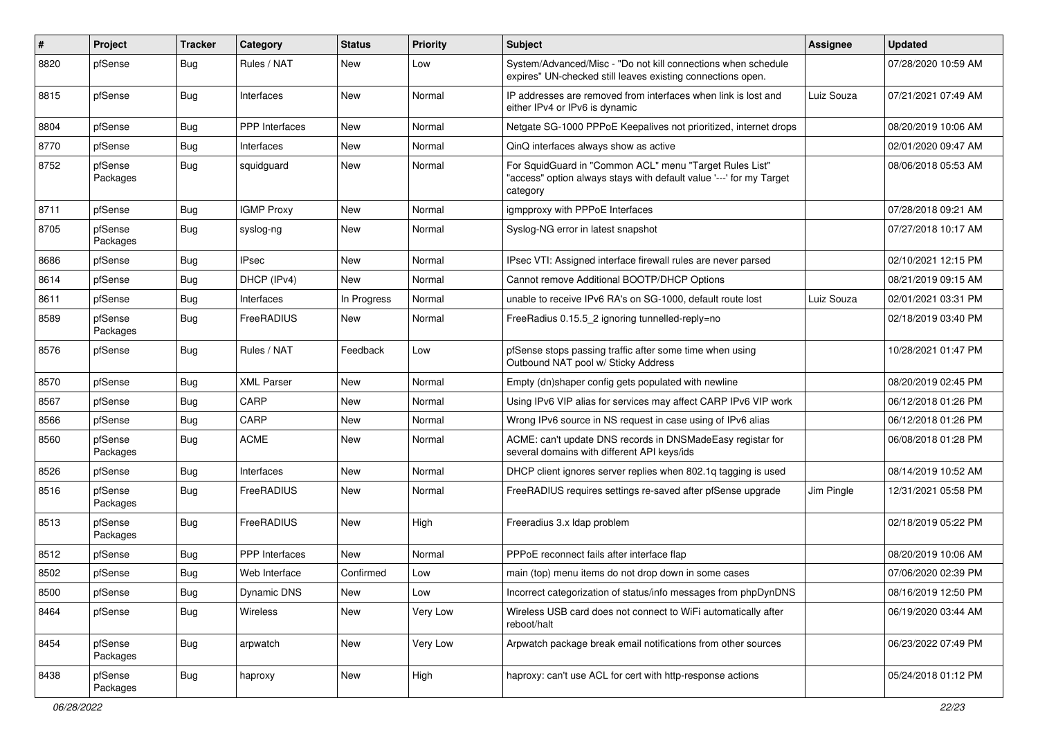| # | Project | Tracker | Category | Status | Priority | Subject | Assignee | Updated |
|---|---|---|---|---|---|---|---|---|
| 8820 | pfSense | Bug | Rules / NAT | New | Low | System/Advanced/Misc - "Do not kill connections when schedule expires" UN-checked still leaves existing connections open. | | 07/28/2020 10:59 AM |
| 8815 | pfSense | Bug | Interfaces | New | Normal | IP addresses are removed from interfaces when link is lost and either IPv4 or IPv6 is dynamic | Luiz Souza | 07/21/2021 07:49 AM |
| 8804 | pfSense | Bug | PPP Interfaces | New | Normal | Netgate SG-1000 PPPoE Keepalives not prioritized, internet drops | | 08/20/2019 10:06 AM |
| 8770 | pfSense | Bug | Interfaces | New | Normal | QinQ interfaces always show as active | | 02/01/2020 09:47 AM |
| 8752 | pfSense Packages | Bug | squidguard | New | Normal | For SquidGuard in "Common ACL" menu "Target Rules List" "access" option always stays with default value '---' for my Target category | | 08/06/2018 05:53 AM |
| 8711 | pfSense | Bug | IGMP Proxy | New | Normal | igmpproxy with PPPoE Interfaces | | 07/28/2018 09:21 AM |
| 8705 | pfSense Packages | Bug | syslog-ng | New | Normal | Syslog-NG error in latest snapshot | | 07/27/2018 10:17 AM |
| 8686 | pfSense | Bug | IPsec | New | Normal | IPsec VTI: Assigned interface firewall rules are never parsed | | 02/10/2021 12:15 PM |
| 8614 | pfSense | Bug | DHCP (IPv4) | New | Normal | Cannot remove Additional BOOTP/DHCP Options | | 08/21/2019 09:15 AM |
| 8611 | pfSense | Bug | Interfaces | In Progress | Normal | unable to receive IPv6 RA's on SG-1000, default route lost | Luiz Souza | 02/01/2021 03:31 PM |
| 8589 | pfSense Packages | Bug | FreeRADIUS | New | Normal | FreeRadius 0.15.5_2 ignoring tunnelled-reply=no | | 02/18/2019 03:40 PM |
| 8576 | pfSense | Bug | Rules / NAT | Feedback | Low | pfSense stops passing traffic after some time when using Outbound NAT pool w/ Sticky Address | | 10/28/2021 01:47 PM |
| 8570 | pfSense | Bug | XML Parser | New | Normal | Empty (dn)shaper config gets populated with newline | | 08/20/2019 02:45 PM |
| 8567 | pfSense | Bug | CARP | New | Normal | Using IPv6 VIP alias for services may affect CARP IPv6 VIP work | | 06/12/2018 01:26 PM |
| 8566 | pfSense | Bug | CARP | New | Normal | Wrong IPv6 source in NS request in case using of IPv6 alias | | 06/12/2018 01:26 PM |
| 8560 | pfSense Packages | Bug | ACME | New | Normal | ACME: can't update DNS records in DNSMadeEasy registar for several domains with different API keys/ids | | 06/08/2018 01:28 PM |
| 8526 | pfSense | Bug | Interfaces | New | Normal | DHCP client ignores server replies when 802.1q tagging is used | | 08/14/2019 10:52 AM |
| 8516 | pfSense Packages | Bug | FreeRADIUS | New | Normal | FreeRADIUS requires settings re-saved after pfSense upgrade | Jim Pingle | 12/31/2021 05:58 PM |
| 8513 | pfSense Packages | Bug | FreeRADIUS | New | High | Freeradius 3.x ldap problem | | 02/18/2019 05:22 PM |
| 8512 | pfSense | Bug | PPP Interfaces | New | Normal | PPPoE reconnect fails after interface flap | | 08/20/2019 10:06 AM |
| 8502 | pfSense | Bug | Web Interface | Confirmed | Low | main (top) menu items do not drop down in some cases | | 07/06/2020 02:39 PM |
| 8500 | pfSense | Bug | Dynamic DNS | New | Low | Incorrect categorization of status/info messages from phpDynDNS | | 08/16/2019 12:50 PM |
| 8464 | pfSense | Bug | Wireless | New | Very Low | Wireless USB card does not connect to WiFi automatically after reboot/halt | | 06/19/2020 03:44 AM |
| 8454 | pfSense Packages | Bug | arpwatch | New | Very Low | Arpwatch package break email notifications from other sources | | 06/23/2022 07:49 PM |
| 8438 | pfSense Packages | Bug | haproxy | New | High | haproxy: can't use ACL for cert with http-response actions | | 05/24/2018 01:12 PM |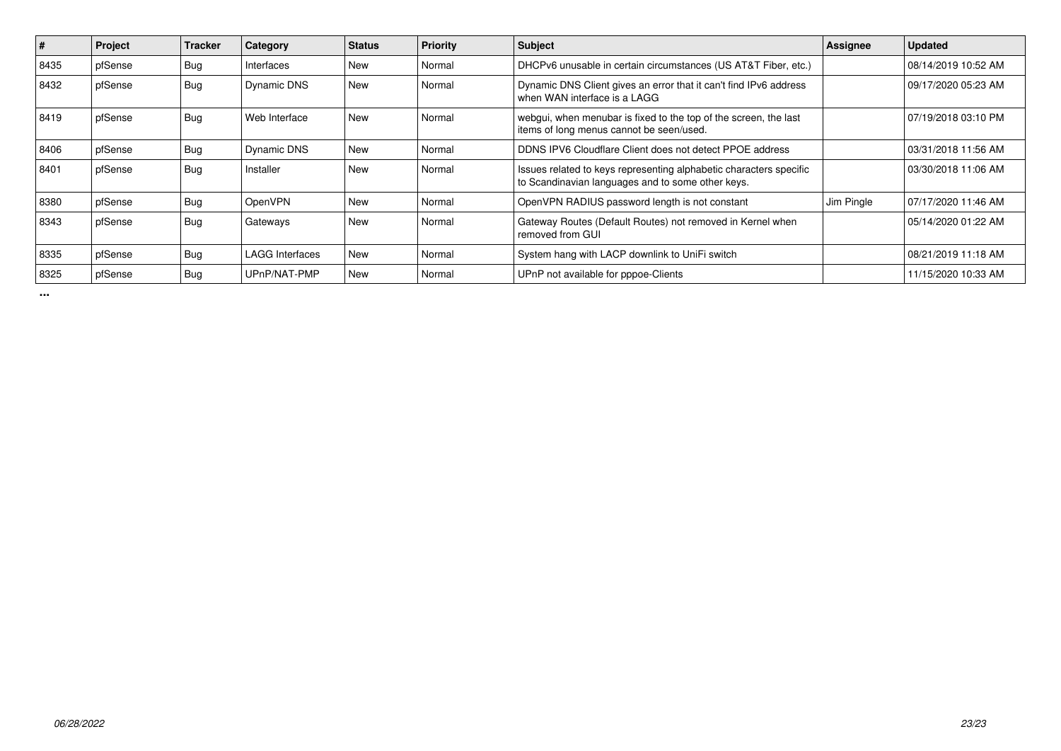| # | Project | Tracker | Category | Status | Priority | Subject | Assignee | Updated |
|---|---|---|---|---|---|---|---|---|
| 8435 | pfSense | Bug | Interfaces | New | Normal | DHCPv6 unusable in certain circumstances (US AT&T Fiber, etc.) | | 08/14/2019 10:52 AM |
| 8432 | pfSense | Bug | Dynamic DNS | New | Normal | Dynamic DNS Client gives an error that it can't find IPv6 address when WAN interface is a LAGG | | 09/17/2020 05:23 AM |
| 8419 | pfSense | Bug | Web Interface | New | Normal | webgui, when menubar is fixed to the top of the screen, the last items of long menus cannot be seen/used. | | 07/19/2018 03:10 PM |
| 8406 | pfSense | Bug | Dynamic DNS | New | Normal | DDNS IPV6 Cloudflare Client does not detect PPOE address | | 03/31/2018 11:56 AM |
| 8401 | pfSense | Bug | Installer | New | Normal | Issues related to keys representing alphabetic characters specific to Scandinavian languages and to some other keys. | | 03/30/2018 11:06 AM |
| 8380 | pfSense | Bug | OpenVPN | New | Normal | OpenVPN RADIUS password length is not constant | Jim Pingle | 07/17/2020 11:46 AM |
| 8343 | pfSense | Bug | Gateways | New | Normal | Gateway Routes (Default Routes) not removed in Kernel when removed from GUI | | 05/14/2020 01:22 AM |
| 8335 | pfSense | Bug | LAGG Interfaces | New | Normal | System hang with LACP downlink to UniFi switch | | 08/21/2019 11:18 AM |
| 8325 | pfSense | Bug | UPnP/NAT-PMP | New | Normal | UPnP not available for pppoe-Clients | | 11/15/2020 10:33 AM |

...